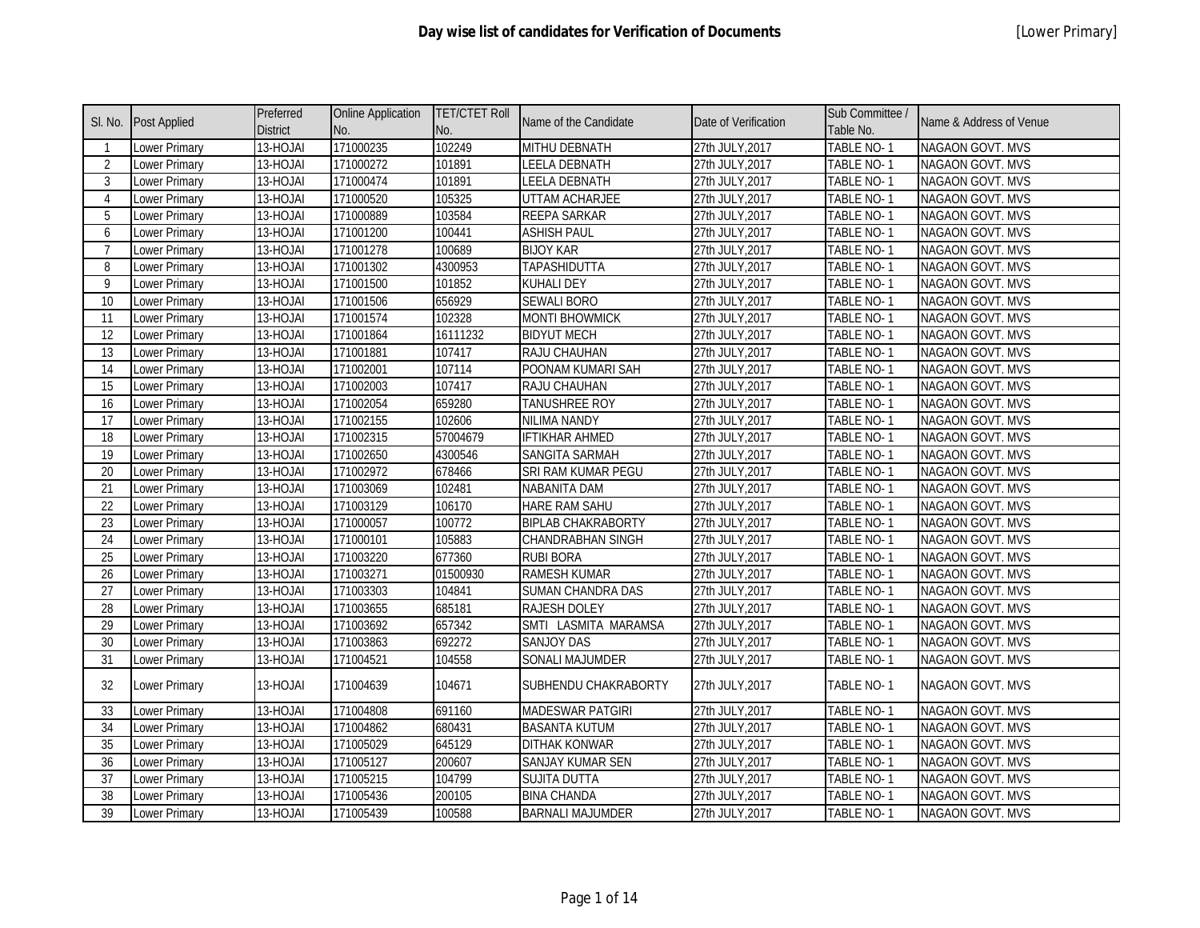# Day wise list of candidates for Verification of Documents

[Lower Primary]

| Sl. No. | Post Applied | Preferred District | Online Application No. | TET/CTET Roll No. | Name of the Candidate | Date of Verification | Sub Committee / Table No. | Name & Address of Venue |
|---|---|---|---|---|---|---|---|---|
| 1 | Lower Primary | 13-HOJAI | 171000235 | 102249 | MITHU DEBNATH | 27th JULY,2017 | TABLE NO- 1 | NAGAON GOVT. MVS |
| 2 | Lower Primary | 13-HOJAI | 171000272 | 101891 | LEELA DEBNATH | 27th JULY,2017 | TABLE NO- 1 | NAGAON GOVT. MVS |
| 3 | Lower Primary | 13-HOJAI | 171000474 | 101891 | LEELA DEBNATH | 27th JULY,2017 | TABLE NO- 1 | NAGAON GOVT. MVS |
| 4 | Lower Primary | 13-HOJAI | 171000520 | 105325 | UTTAM ACHARJEE | 27th JULY,2017 | TABLE NO- 1 | NAGAON GOVT. MVS |
| 5 | Lower Primary | 13-HOJAI | 171000889 | 103584 | REEPA SARKAR | 27th JULY,2017 | TABLE NO- 1 | NAGAON GOVT. MVS |
| 6 | Lower Primary | 13-HOJAI | 171001200 | 100441 | ASHISH PAUL | 27th JULY,2017 | TABLE NO- 1 | NAGAON GOVT. MVS |
| 7 | Lower Primary | 13-HOJAI | 171001278 | 100689 | BIJOY KAR | 27th JULY,2017 | TABLE NO- 1 | NAGAON GOVT. MVS |
| 8 | Lower Primary | 13-HOJAI | 171001302 | 4300953 | TAPASHIDUTTA | 27th JULY,2017 | TABLE NO- 1 | NAGAON GOVT. MVS |
| 9 | Lower Primary | 13-HOJAI | 171001500 | 101852 | KUHALI DEY | 27th JULY,2017 | TABLE NO- 1 | NAGAON GOVT. MVS |
| 10 | Lower Primary | 13-HOJAI | 171001506 | 656929 | SEWALI BORO | 27th JULY,2017 | TABLE NO- 1 | NAGAON GOVT. MVS |
| 11 | Lower Primary | 13-HOJAI | 171001574 | 102328 | MONTI BHOWMICK | 27th JULY,2017 | TABLE NO- 1 | NAGAON GOVT. MVS |
| 12 | Lower Primary | 13-HOJAI | 171001864 | 16111232 | BIDYUT MECH | 27th JULY,2017 | TABLE NO- 1 | NAGAON GOVT. MVS |
| 13 | Lower Primary | 13-HOJAI | 171001881 | 107417 | RAJU CHAUHAN | 27th JULY,2017 | TABLE NO- 1 | NAGAON GOVT. MVS |
| 14 | Lower Primary | 13-HOJAI | 171002001 | 107114 | POONAM KUMARI SAH | 27th JULY,2017 | TABLE NO- 1 | NAGAON GOVT. MVS |
| 15 | Lower Primary | 13-HOJAI | 171002003 | 107417 | RAJU CHAUHAN | 27th JULY,2017 | TABLE NO- 1 | NAGAON GOVT. MVS |
| 16 | Lower Primary | 13-HOJAI | 171002054 | 659280 | TANUSHREE ROY | 27th JULY,2017 | TABLE NO- 1 | NAGAON GOVT. MVS |
| 17 | Lower Primary | 13-HOJAI | 171002155 | 102606 | NILIMA NANDY | 27th JULY,2017 | TABLE NO- 1 | NAGAON GOVT. MVS |
| 18 | Lower Primary | 13-HOJAI | 171002315 | 57004679 | IFTIKHAR AHMED | 27th JULY,2017 | TABLE NO- 1 | NAGAON GOVT. MVS |
| 19 | Lower Primary | 13-HOJAI | 171002650 | 4300546 | SANGITA SARMAH | 27th JULY,2017 | TABLE NO- 1 | NAGAON GOVT. MVS |
| 20 | Lower Primary | 13-HOJAI | 171002972 | 678466 | SRI RAM KUMAR PEGU | 27th JULY,2017 | TABLE NO- 1 | NAGAON GOVT. MVS |
| 21 | Lower Primary | 13-HOJAI | 171003069 | 102481 | NABANITA DAM | 27th JULY,2017 | TABLE NO- 1 | NAGAON GOVT. MVS |
| 22 | Lower Primary | 13-HOJAI | 171003129 | 106170 | HARE RAM SAHU | 27th JULY,2017 | TABLE NO- 1 | NAGAON GOVT. MVS |
| 23 | Lower Primary | 13-HOJAI | 171000057 | 100772 | BIPLAB CHAKRABORTY | 27th JULY,2017 | TABLE NO- 1 | NAGAON GOVT. MVS |
| 24 | Lower Primary | 13-HOJAI | 171000101 | 105883 | CHANDRABHAN SINGH | 27th JULY,2017 | TABLE NO- 1 | NAGAON GOVT. MVS |
| 25 | Lower Primary | 13-HOJAI | 171003220 | 677360 | RUBI BORA | 27th JULY,2017 | TABLE NO- 1 | NAGAON GOVT. MVS |
| 26 | Lower Primary | 13-HOJAI | 171003271 | 01500930 | RAMESH KUMAR | 27th JULY,2017 | TABLE NO- 1 | NAGAON GOVT. MVS |
| 27 | Lower Primary | 13-HOJAI | 171003303 | 104841 | SUMAN CHANDRA DAS | 27th JULY,2017 | TABLE NO- 1 | NAGAON GOVT. MVS |
| 28 | Lower Primary | 13-HOJAI | 171003655 | 685181 | RAJESH DOLEY | 27th JULY,2017 | TABLE NO- 1 | NAGAON GOVT. MVS |
| 29 | Lower Primary | 13-HOJAI | 171003692 | 657342 | SMTI LASMITA MARAMSA | 27th JULY,2017 | TABLE NO- 1 | NAGAON GOVT. MVS |
| 30 | Lower Primary | 13-HOJAI | 171003863 | 692272 | SANJOY DAS | 27th JULY,2017 | TABLE NO- 1 | NAGAON GOVT. MVS |
| 31 | Lower Primary | 13-HOJAI | 171004521 | 104558 | SONALI MAJUMDER | 27th JULY,2017 | TABLE NO- 1 | NAGAON GOVT. MVS |
| 32 | Lower Primary | 13-HOJAI | 171004639 | 104671 | SUBHENDU CHAKRABORTY | 27th JULY,2017 | TABLE NO- 1 | NAGAON GOVT. MVS |
| 33 | Lower Primary | 13-HOJAI | 171004808 | 691160 | MADESWAR PATGIRI | 27th JULY,2017 | TABLE NO- 1 | NAGAON GOVT. MVS |
| 34 | Lower Primary | 13-HOJAI | 171004862 | 680431 | BASANTA KUTUM | 27th JULY,2017 | TABLE NO- 1 | NAGAON GOVT. MVS |
| 35 | Lower Primary | 13-HOJAI | 171005029 | 645129 | DITHAK KONWAR | 27th JULY,2017 | TABLE NO- 1 | NAGAON GOVT. MVS |
| 36 | Lower Primary | 13-HOJAI | 171005127 | 200607 | SANJAY KUMAR SEN | 27th JULY,2017 | TABLE NO- 1 | NAGAON GOVT. MVS |
| 37 | Lower Primary | 13-HOJAI | 171005215 | 104799 | SUJITA DUTTA | 27th JULY,2017 | TABLE NO- 1 | NAGAON GOVT. MVS |
| 38 | Lower Primary | 13-HOJAI | 171005436 | 200105 | BINA CHANDA | 27th JULY,2017 | TABLE NO- 1 | NAGAON GOVT. MVS |
| 39 | Lower Primary | 13-HOJAI | 171005439 | 100588 | BARNALI MAJUMDER | 27th JULY,2017 | TABLE NO- 1 | NAGAON GOVT. MVS |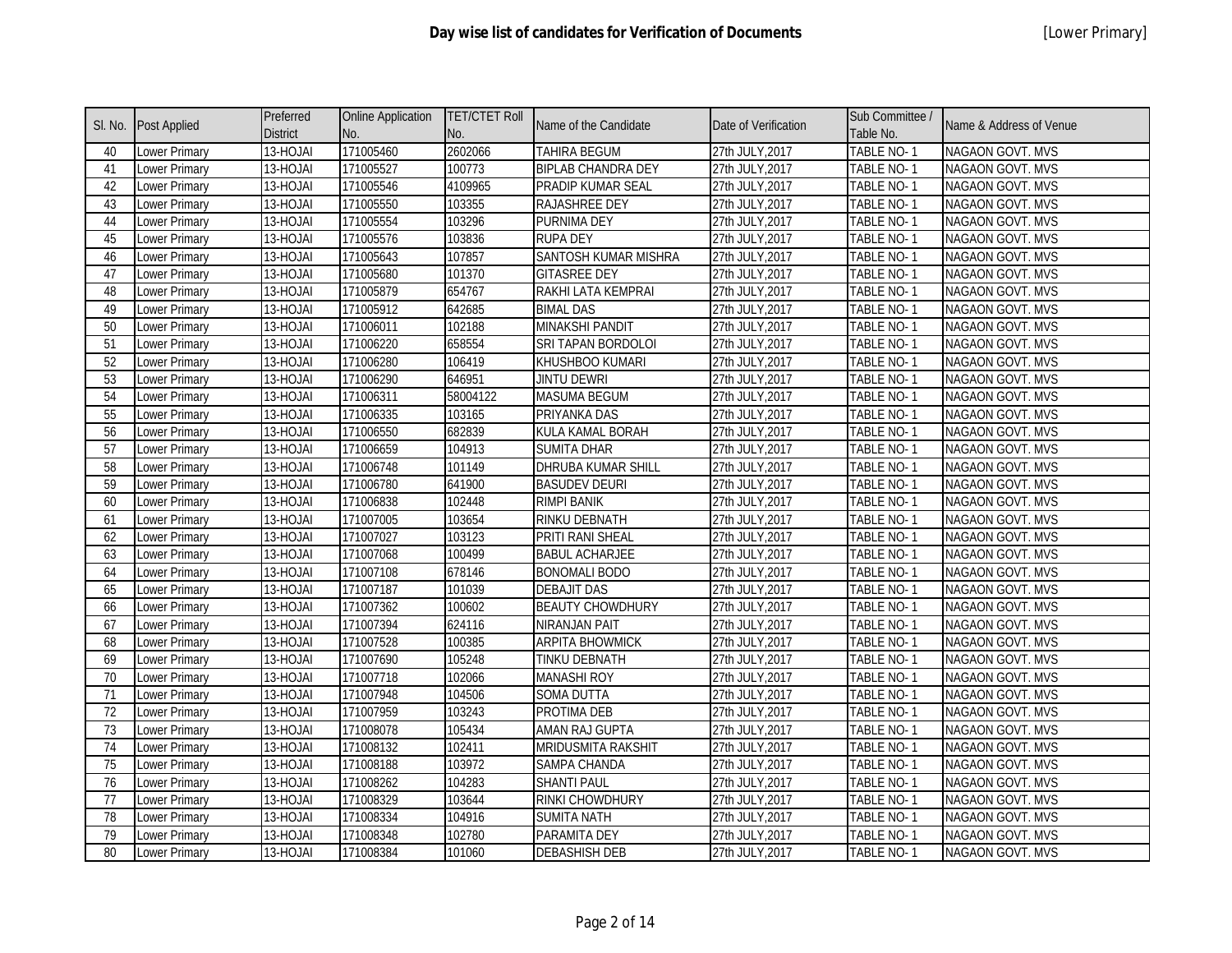| Sl. No. | Post Applied | Preferred District | Online Application No. | TET/CTET Roll No. | Name of the Candidate | Date of Verification | Sub Committee / Table No. | Name & Address of Venue |
|---|---|---|---|---|---|---|---|---|
| 40 | Lower Primary | 13-HOJAI | 171005460 | 2602066 | TAHIRA BEGUM | 27th JULY,2017 | TABLE NO- 1 | NAGAON GOVT. MVS |
| 41 | Lower Primary | 13-HOJAI | 171005527 | 100773 | BIPLAB CHANDRA DEY | 27th JULY,2017 | TABLE NO- 1 | NAGAON GOVT. MVS |
| 42 | Lower Primary | 13-HOJAI | 171005546 | 4109965 | PRADIP KUMAR SEAL | 27th JULY,2017 | TABLE NO- 1 | NAGAON GOVT. MVS |
| 43 | Lower Primary | 13-HOJAI | 171005550 | 103355 | RAJASHREE DEY | 27th JULY,2017 | TABLE NO- 1 | NAGAON GOVT. MVS |
| 44 | Lower Primary | 13-HOJAI | 171005554 | 103296 | PURNIMA DEY | 27th JULY,2017 | TABLE NO- 1 | NAGAON GOVT. MVS |
| 45 | Lower Primary | 13-HOJAI | 171005576 | 103836 | RUPA DEY | 27th JULY,2017 | TABLE NO- 1 | NAGAON GOVT. MVS |
| 46 | Lower Primary | 13-HOJAI | 171005643 | 107857 | SANTOSH KUMAR MISHRA | 27th JULY,2017 | TABLE NO- 1 | NAGAON GOVT. MVS |
| 47 | Lower Primary | 13-HOJAI | 171005680 | 101370 | GITASREE DEY | 27th JULY,2017 | TABLE NO- 1 | NAGAON GOVT. MVS |
| 48 | Lower Primary | 13-HOJAI | 171005879 | 654767 | RAKHI LATA KEMPRAI | 27th JULY,2017 | TABLE NO- 1 | NAGAON GOVT. MVS |
| 49 | Lower Primary | 13-HOJAI | 171005912 | 642685 | BIMAL DAS | 27th JULY,2017 | TABLE NO- 1 | NAGAON GOVT. MVS |
| 50 | Lower Primary | 13-HOJAI | 171006011 | 102188 | MINAKSHI PANDIT | 27th JULY,2017 | TABLE NO- 1 | NAGAON GOVT. MVS |
| 51 | Lower Primary | 13-HOJAI | 171006220 | 658554 | SRI TAPAN BORDOLOI | 27th JULY,2017 | TABLE NO- 1 | NAGAON GOVT. MVS |
| 52 | Lower Primary | 13-HOJAI | 171006280 | 106419 | KHUSHBOO KUMARI | 27th JULY,2017 | TABLE NO- 1 | NAGAON GOVT. MVS |
| 53 | Lower Primary | 13-HOJAI | 171006290 | 646951 | JINTU DEWRI | 27th JULY,2017 | TABLE NO- 1 | NAGAON GOVT. MVS |
| 54 | Lower Primary | 13-HOJAI | 171006311 | 58004122 | MASUMA BEGUM | 27th JULY,2017 | TABLE NO- 1 | NAGAON GOVT. MVS |
| 55 | Lower Primary | 13-HOJAI | 171006335 | 103165 | PRIYANKA DAS | 27th JULY,2017 | TABLE NO- 1 | NAGAON GOVT. MVS |
| 56 | Lower Primary | 13-HOJAI | 171006550 | 682839 | KULA KAMAL BORAH | 27th JULY,2017 | TABLE NO- 1 | NAGAON GOVT. MVS |
| 57 | Lower Primary | 13-HOJAI | 171006659 | 104913 | SUMITA DHAR | 27th JULY,2017 | TABLE NO- 1 | NAGAON GOVT. MVS |
| 58 | Lower Primary | 13-HOJAI | 171006748 | 101149 | DHRUBA KUMAR SHILL | 27th JULY,2017 | TABLE NO- 1 | NAGAON GOVT. MVS |
| 59 | Lower Primary | 13-HOJAI | 171006780 | 641900 | BASUDEV DEURI | 27th JULY,2017 | TABLE NO- 1 | NAGAON GOVT. MVS |
| 60 | Lower Primary | 13-HOJAI | 171006838 | 102448 | RIMPI BANIK | 27th JULY,2017 | TABLE NO- 1 | NAGAON GOVT. MVS |
| 61 | Lower Primary | 13-HOJAI | 171007005 | 103654 | RINKU DEBNATH | 27th JULY,2017 | TABLE NO- 1 | NAGAON GOVT. MVS |
| 62 | Lower Primary | 13-HOJAI | 171007027 | 103123 | PRITI RANI SHEAL | 27th JULY,2017 | TABLE NO- 1 | NAGAON GOVT. MVS |
| 63 | Lower Primary | 13-HOJAI | 171007068 | 100499 | BABUL ACHARJEE | 27th JULY,2017 | TABLE NO- 1 | NAGAON GOVT. MVS |
| 64 | Lower Primary | 13-HOJAI | 171007108 | 678146 | BONOMALI BODO | 27th JULY,2017 | TABLE NO- 1 | NAGAON GOVT. MVS |
| 65 | Lower Primary | 13-HOJAI | 171007187 | 101039 | DEBAJIT DAS | 27th JULY,2017 | TABLE NO- 1 | NAGAON GOVT. MVS |
| 66 | Lower Primary | 13-HOJAI | 171007362 | 100602 | BEAUTY CHOWDHURY | 27th JULY,2017 | TABLE NO- 1 | NAGAON GOVT. MVS |
| 67 | Lower Primary | 13-HOJAI | 171007394 | 624116 | NIRANJAN PAIT | 27th JULY,2017 | TABLE NO- 1 | NAGAON GOVT. MVS |
| 68 | Lower Primary | 13-HOJAI | 171007528 | 100385 | ARPITA BHOWMICK | 27th JULY,2017 | TABLE NO- 1 | NAGAON GOVT. MVS |
| 69 | Lower Primary | 13-HOJAI | 171007690 | 105248 | TINKU DEBNATH | 27th JULY,2017 | TABLE NO- 1 | NAGAON GOVT. MVS |
| 70 | Lower Primary | 13-HOJAI | 171007718 | 102066 | MANASHI ROY | 27th JULY,2017 | TABLE NO- 1 | NAGAON GOVT. MVS |
| 71 | Lower Primary | 13-HOJAI | 171007948 | 104506 | SOMA DUTTA | 27th JULY,2017 | TABLE NO- 1 | NAGAON GOVT. MVS |
| 72 | Lower Primary | 13-HOJAI | 171007959 | 103243 | PROTIMA DEB | 27th JULY,2017 | TABLE NO- 1 | NAGAON GOVT. MVS |
| 73 | Lower Primary | 13-HOJAI | 171008078 | 105434 | AMAN RAJ GUPTA | 27th JULY,2017 | TABLE NO- 1 | NAGAON GOVT. MVS |
| 74 | Lower Primary | 13-HOJAI | 171008132 | 102411 | MRIDUSMITA RAKSHIT | 27th JULY,2017 | TABLE NO- 1 | NAGAON GOVT. MVS |
| 75 | Lower Primary | 13-HOJAI | 171008188 | 103972 | SAMPA CHANDA | 27th JULY,2017 | TABLE NO- 1 | NAGAON GOVT. MVS |
| 76 | Lower Primary | 13-HOJAI | 171008262 | 104283 | SHANTI PAUL | 27th JULY,2017 | TABLE NO- 1 | NAGAON GOVT. MVS |
| 77 | Lower Primary | 13-HOJAI | 171008329 | 103644 | RINKI CHOWDHURY | 27th JULY,2017 | TABLE NO- 1 | NAGAON GOVT. MVS |
| 78 | Lower Primary | 13-HOJAI | 171008334 | 104916 | SUMITA NATH | 27th JULY,2017 | TABLE NO- 1 | NAGAON GOVT. MVS |
| 79 | Lower Primary | 13-HOJAI | 171008348 | 102780 | PARAMITA DEY | 27th JULY,2017 | TABLE NO- 1 | NAGAON GOVT. MVS |
| 80 | Lower Primary | 13-HOJAI | 171008384 | 101060 | DEBASHISH DEB | 27th JULY,2017 | TABLE NO- 1 | NAGAON GOVT. MVS |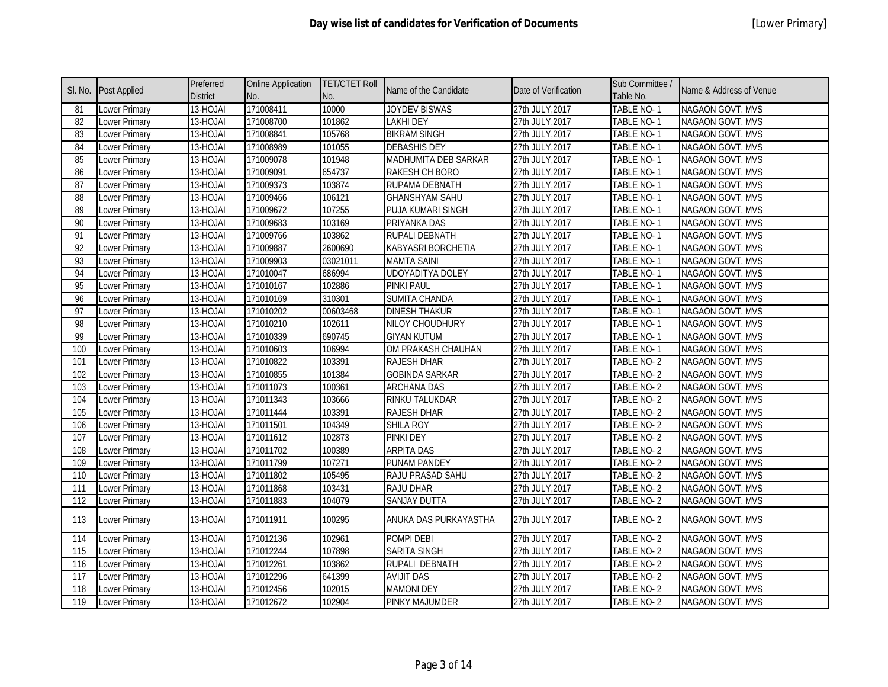# Day wise list of candidates for Verification of Documents

[Lower Primary]

| Sl. No. | Post Applied | Preferred District | Online Application No. | TET/CTET Roll No. | Name of the Candidate | Date of Verification | Sub Committee / Table No. | Name & Address of Venue |
|---|---|---|---|---|---|---|---|---|
| 81 | Lower Primary | 13-HOJAI | 171008411 | 10000 | JOYDEV BISWAS | 27th JULY,2017 | TABLE NO- 1 | NAGAON GOVT. MVS |
| 82 | Lower Primary | 13-HOJAI | 171008700 | 101862 | LAKHI DEY | 27th JULY,2017 | TABLE NO- 1 | NAGAON GOVT. MVS |
| 83 | Lower Primary | 13-HOJAI | 171008841 | 105768 | BIKRAM SINGH | 27th JULY,2017 | TABLE NO- 1 | NAGAON GOVT. MVS |
| 84 | Lower Primary | 13-HOJAI | 171008989 | 101055 | DEBASHIS DEY | 27th JULY,2017 | TABLE NO- 1 | NAGAON GOVT. MVS |
| 85 | Lower Primary | 13-HOJAI | 171009078 | 101948 | MADHUMITA DEB SARKAR | 27th JULY,2017 | TABLE NO- 1 | NAGAON GOVT. MVS |
| 86 | Lower Primary | 13-HOJAI | 171009091 | 654737 | RAKESH CH BORO | 27th JULY,2017 | TABLE NO- 1 | NAGAON GOVT. MVS |
| 87 | Lower Primary | 13-HOJAI | 171009373 | 103874 | RUPAMA DEBNATH | 27th JULY,2017 | TABLE NO- 1 | NAGAON GOVT. MVS |
| 88 | Lower Primary | 13-HOJAI | 171009466 | 106121 | GHANSHYAM SAHU | 27th JULY,2017 | TABLE NO- 1 | NAGAON GOVT. MVS |
| 89 | Lower Primary | 13-HOJAI | 171009672 | 107255 | PUJA KUMARI SINGH | 27th JULY,2017 | TABLE NO- 1 | NAGAON GOVT. MVS |
| 90 | Lower Primary | 13-HOJAI | 171009683 | 103169 | PRIYANKA DAS | 27th JULY,2017 | TABLE NO- 1 | NAGAON GOVT. MVS |
| 91 | Lower Primary | 13-HOJAI | 171009766 | 103862 | RUPALI DEBNATH | 27th JULY,2017 | TABLE NO- 1 | NAGAON GOVT. MVS |
| 92 | Lower Primary | 13-HOJAI | 171009887 | 2600690 | KABYASRI BORCHETIA | 27th JULY,2017 | TABLE NO- 1 | NAGAON GOVT. MVS |
| 93 | Lower Primary | 13-HOJAI | 171009903 | 03021011 | MAMTA SAINI | 27th JULY,2017 | TABLE NO- 1 | NAGAON GOVT. MVS |
| 94 | Lower Primary | 13-HOJAI | 171010047 | 686994 | UDOYADITYA DOLEY | 27th JULY,2017 | TABLE NO- 1 | NAGAON GOVT. MVS |
| 95 | Lower Primary | 13-HOJAI | 171010167 | 102886 | PINKI PAUL | 27th JULY,2017 | TABLE NO- 1 | NAGAON GOVT. MVS |
| 96 | Lower Primary | 13-HOJAI | 171010169 | 310301 | SUMITA CHANDA | 27th JULY,2017 | TABLE NO- 1 | NAGAON GOVT. MVS |
| 97 | Lower Primary | 13-HOJAI | 171010202 | 00603468 | DINESH THAKUR | 27th JULY,2017 | TABLE NO- 1 | NAGAON GOVT. MVS |
| 98 | Lower Primary | 13-HOJAI | 171010210 | 102611 | NILOY CHOUDHURY | 27th JULY,2017 | TABLE NO- 1 | NAGAON GOVT. MVS |
| 99 | Lower Primary | 13-HOJAI | 171010339 | 690745 | GIYAN KUTUM | 27th JULY,2017 | TABLE NO- 1 | NAGAON GOVT. MVS |
| 100 | Lower Primary | 13-HOJAI | 171010603 | 106994 | OM PRAKASH CHAUHAN | 27th JULY,2017 | TABLE NO- 1 | NAGAON GOVT. MVS |
| 101 | Lower Primary | 13-HOJAI | 171010822 | 103391 | RAJESH DHAR | 27th JULY,2017 | TABLE NO- 2 | NAGAON GOVT. MVS |
| 102 | Lower Primary | 13-HOJAI | 171010855 | 101384 | GOBINDA SARKAR | 27th JULY,2017 | TABLE NO- 2 | NAGAON GOVT. MVS |
| 103 | Lower Primary | 13-HOJAI | 171011073 | 100361 | ARCHANA DAS | 27th JULY,2017 | TABLE NO- 2 | NAGAON GOVT. MVS |
| 104 | Lower Primary | 13-HOJAI | 171011343 | 103666 | RINKU TALUKDAR | 27th JULY,2017 | TABLE NO- 2 | NAGAON GOVT. MVS |
| 105 | Lower Primary | 13-HOJAI | 171011444 | 103391 | RAJESH DHAR | 27th JULY,2017 | TABLE NO- 2 | NAGAON GOVT. MVS |
| 106 | Lower Primary | 13-HOJAI | 171011501 | 104349 | SHILA ROY | 27th JULY,2017 | TABLE NO- 2 | NAGAON GOVT. MVS |
| 107 | Lower Primary | 13-HOJAI | 171011612 | 102873 | PINKI DEY | 27th JULY,2017 | TABLE NO- 2 | NAGAON GOVT. MVS |
| 108 | Lower Primary | 13-HOJAI | 171011702 | 100389 | ARPITA DAS | 27th JULY,2017 | TABLE NO- 2 | NAGAON GOVT. MVS |
| 109 | Lower Primary | 13-HOJAI | 171011799 | 107271 | PUNAM PANDEY | 27th JULY,2017 | TABLE NO- 2 | NAGAON GOVT. MVS |
| 110 | Lower Primary | 13-HOJAI | 171011802 | 105495 | RAJU PRASAD SAHU | 27th JULY,2017 | TABLE NO- 2 | NAGAON GOVT. MVS |
| 111 | Lower Primary | 13-HOJAI | 171011868 | 103431 | RAJU DHAR | 27th JULY,2017 | TABLE NO- 2 | NAGAON GOVT. MVS |
| 112 | Lower Primary | 13-HOJAI | 171011883 | 104079 | SANJAY DUTTA | 27th JULY,2017 | TABLE NO- 2 | NAGAON GOVT. MVS |
| 113 | Lower Primary | 13-HOJAI | 171011911 | 100295 | ANUKA DAS PURKAYASTHA | 27th JULY,2017 | TABLE NO- 2 | NAGAON GOVT. MVS |
| 114 | Lower Primary | 13-HOJAI | 171012136 | 102961 | POMPI DEBI | 27th JULY,2017 | TABLE NO- 2 | NAGAON GOVT. MVS |
| 115 | Lower Primary | 13-HOJAI | 171012244 | 107898 | SARITA SINGH | 27th JULY,2017 | TABLE NO- 2 | NAGAON GOVT. MVS |
| 116 | Lower Primary | 13-HOJAI | 171012261 | 103862 | RUPALI DEBNATH | 27th JULY,2017 | TABLE NO- 2 | NAGAON GOVT. MVS |
| 117 | Lower Primary | 13-HOJAI | 171012296 | 641399 | AVIJIT DAS | 27th JULY,2017 | TABLE NO- 2 | NAGAON GOVT. MVS |
| 118 | Lower Primary | 13-HOJAI | 171012456 | 102015 | MAMONI DEY | 27th JULY,2017 | TABLE NO- 2 | NAGAON GOVT. MVS |
| 119 | Lower Primary | 13-HOJAI | 171012672 | 102904 | PINKY MAJUMDER | 27th JULY,2017 | TABLE NO- 2 | NAGAON GOVT. MVS |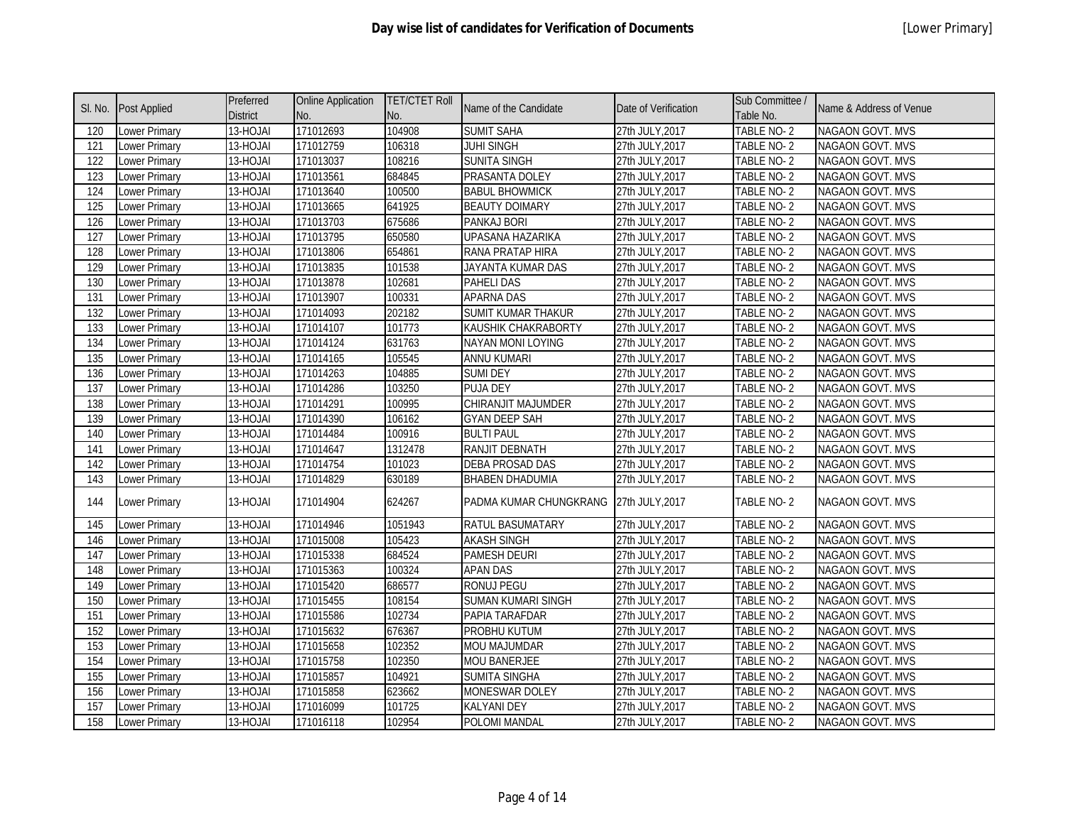# Day wise list of candidates for Verification of Documents

[Lower Primary]

| Sl. No. | Post Applied | Preferred District | Online Application No. | TET/CTET Roll No. | Name of the Candidate | Date of Verification | Sub Committee / Table No. | Name & Address of Venue |
|---|---|---|---|---|---|---|---|---|
| 120 | Lower Primary | 13-HOJAI | 171012693 | 104908 | SUMIT SAHA | 27th JULY,2017 | TABLE NO- 2 | NAGAON GOVT. MVS |
| 121 | Lower Primary | 13-HOJAI | 171012759 | 106318 | JUHI SINGH | 27th JULY,2017 | TABLE NO- 2 | NAGAON GOVT. MVS |
| 122 | Lower Primary | 13-HOJAI | 171013037 | 108216 | SUNITA SINGH | 27th JULY,2017 | TABLE NO- 2 | NAGAON GOVT. MVS |
| 123 | Lower Primary | 13-HOJAI | 171013561 | 684845 | PRASANTA DOLEY | 27th JULY,2017 | TABLE NO- 2 | NAGAON GOVT. MVS |
| 124 | Lower Primary | 13-HOJAI | 171013640 | 100500 | BABUL BHOWMICK | 27th JULY,2017 | TABLE NO- 2 | NAGAON GOVT. MVS |
| 125 | Lower Primary | 13-HOJAI | 171013665 | 641925 | BEAUTY DOIMARY | 27th JULY,2017 | TABLE NO- 2 | NAGAON GOVT. MVS |
| 126 | Lower Primary | 13-HOJAI | 171013703 | 675686 | PANKAJ BORI | 27th JULY,2017 | TABLE NO- 2 | NAGAON GOVT. MVS |
| 127 | Lower Primary | 13-HOJAI | 171013795 | 650580 | UPASANA HAZARIKA | 27th JULY,2017 | TABLE NO- 2 | NAGAON GOVT. MVS |
| 128 | Lower Primary | 13-HOJAI | 171013806 | 654861 | RANA PRATAP HIRA | 27th JULY,2017 | TABLE NO- 2 | NAGAON GOVT. MVS |
| 129 | Lower Primary | 13-HOJAI | 171013835 | 101538 | JAYANTA KUMAR DAS | 27th JULY,2017 | TABLE NO- 2 | NAGAON GOVT. MVS |
| 130 | Lower Primary | 13-HOJAI | 171013878 | 102681 | PAHELI DAS | 27th JULY,2017 | TABLE NO- 2 | NAGAON GOVT. MVS |
| 131 | Lower Primary | 13-HOJAI | 171013907 | 100331 | APARNA DAS | 27th JULY,2017 | TABLE NO- 2 | NAGAON GOVT. MVS |
| 132 | Lower Primary | 13-HOJAI | 171014093 | 202182 | SUMIT KUMAR THAKUR | 27th JULY,2017 | TABLE NO- 2 | NAGAON GOVT. MVS |
| 133 | Lower Primary | 13-HOJAI | 171014107 | 101773 | KAUSHIK CHAKRABORTY | 27th JULY,2017 | TABLE NO- 2 | NAGAON GOVT. MVS |
| 134 | Lower Primary | 13-HOJAI | 171014124 | 631763 | NAYAN MONI LOYING | 27th JULY,2017 | TABLE NO- 2 | NAGAON GOVT. MVS |
| 135 | Lower Primary | 13-HOJAI | 171014165 | 105545 | ANNU KUMARI | 27th JULY,2017 | TABLE NO- 2 | NAGAON GOVT. MVS |
| 136 | Lower Primary | 13-HOJAI | 171014263 | 104885 | SUMI DEY | 27th JULY,2017 | TABLE NO- 2 | NAGAON GOVT. MVS |
| 137 | Lower Primary | 13-HOJAI | 171014286 | 103250 | PUJA DEY | 27th JULY,2017 | TABLE NO- 2 | NAGAON GOVT. MVS |
| 138 | Lower Primary | 13-HOJAI | 171014291 | 100995 | CHIRANJIT MAJUMDER | 27th JULY,2017 | TABLE NO- 2 | NAGAON GOVT. MVS |
| 139 | Lower Primary | 13-HOJAI | 171014390 | 106162 | GYAN DEEP SAH | 27th JULY,2017 | TABLE NO- 2 | NAGAON GOVT. MVS |
| 140 | Lower Primary | 13-HOJAI | 171014484 | 100916 | BULTI PAUL | 27th JULY,2017 | TABLE NO- 2 | NAGAON GOVT. MVS |
| 141 | Lower Primary | 13-HOJAI | 171014647 | 1312478 | RANJIT DEBNATH | 27th JULY,2017 | TABLE NO- 2 | NAGAON GOVT. MVS |
| 142 | Lower Primary | 13-HOJAI | 171014754 | 101023 | DEBA PROSAD DAS | 27th JULY,2017 | TABLE NO- 2 | NAGAON GOVT. MVS |
| 143 | Lower Primary | 13-HOJAI | 171014829 | 630189 | BHABEN DHADUMIA | 27th JULY,2017 | TABLE NO- 2 | NAGAON GOVT. MVS |
| 144 | Lower Primary | 13-HOJAI | 171014904 | 624267 | PADMA KUMAR CHUNGKRANG | 27th JULY,2017 | TABLE NO- 2 | NAGAON GOVT. MVS |
| 145 | Lower Primary | 13-HOJAI | 171014946 | 1051943 | RATUL BASUMATARY | 27th JULY,2017 | TABLE NO- 2 | NAGAON GOVT. MVS |
| 146 | Lower Primary | 13-HOJAI | 171015008 | 105423 | AKASH SINGH | 27th JULY,2017 | TABLE NO- 2 | NAGAON GOVT. MVS |
| 147 | Lower Primary | 13-HOJAI | 171015338 | 684524 | PAMESH DEURI | 27th JULY,2017 | TABLE NO- 2 | NAGAON GOVT. MVS |
| 148 | Lower Primary | 13-HOJAI | 171015363 | 100324 | APAN DAS | 27th JULY,2017 | TABLE NO- 2 | NAGAON GOVT. MVS |
| 149 | Lower Primary | 13-HOJAI | 171015420 | 686577 | RONUJ PEGU | 27th JULY,2017 | TABLE NO- 2 | NAGAON GOVT. MVS |
| 150 | Lower Primary | 13-HOJAI | 171015455 | 108154 | SUMAN KUMARI SINGH | 27th JULY,2017 | TABLE NO- 2 | NAGAON GOVT. MVS |
| 151 | Lower Primary | 13-HOJAI | 171015586 | 102734 | PAPIA TARAFDAR | 27th JULY,2017 | TABLE NO- 2 | NAGAON GOVT. MVS |
| 152 | Lower Primary | 13-HOJAI | 171015632 | 676367 | PROBHU KUTUM | 27th JULY,2017 | TABLE NO- 2 | NAGAON GOVT. MVS |
| 153 | Lower Primary | 13-HOJAI | 171015658 | 102352 | MOU MAJUMDAR | 27th JULY,2017 | TABLE NO- 2 | NAGAON GOVT. MVS |
| 154 | Lower Primary | 13-HOJAI | 171015758 | 102350 | MOU BANERJEE | 27th JULY,2017 | TABLE NO- 2 | NAGAON GOVT. MVS |
| 155 | Lower Primary | 13-HOJAI | 171015857 | 104921 | SUMITA SINGHA | 27th JULY,2017 | TABLE NO- 2 | NAGAON GOVT. MVS |
| 156 | Lower Primary | 13-HOJAI | 171015858 | 623662 | MONESWAR DOLEY | 27th JULY,2017 | TABLE NO- 2 | NAGAON GOVT. MVS |
| 157 | Lower Primary | 13-HOJAI | 171016099 | 101725 | KALYANI DEY | 27th JULY,2017 | TABLE NO- 2 | NAGAON GOVT. MVS |
| 158 | Lower Primary | 13-HOJAI | 171016118 | 102954 | POLOMI MANDAL | 27th JULY,2017 | TABLE NO- 2 | NAGAON GOVT. MVS |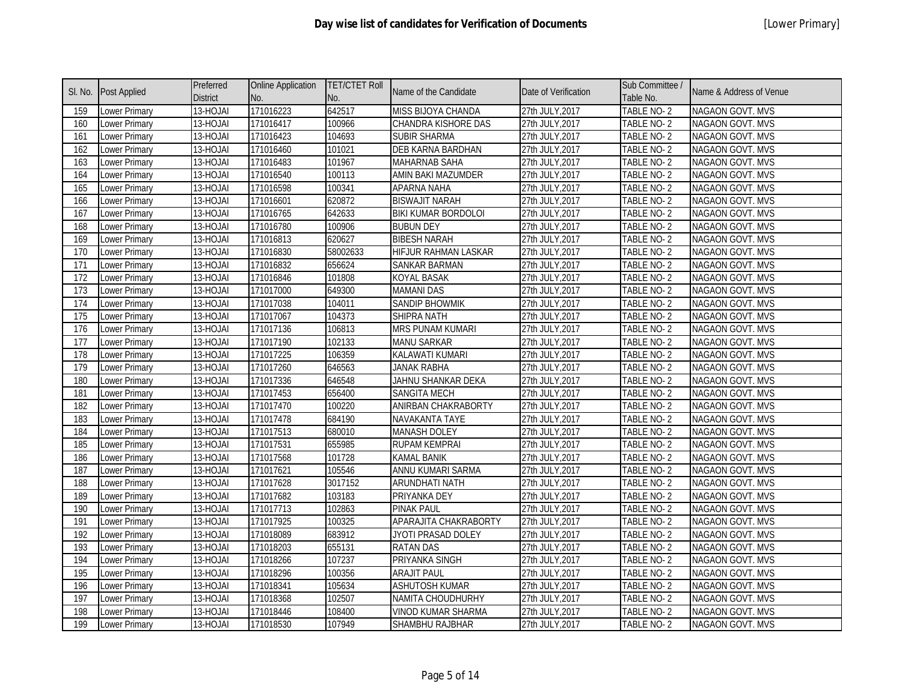# Day wise list of candidates for Verification of Documents

[Lower Primary]

| Sl. No. | Post Applied | Preferred District | Online Application No. | TET/CTET Roll No. | Name of the Candidate | Date of Verification | Sub Committee / Table No. | Name & Address of Venue |
|---|---|---|---|---|---|---|---|---|
| 159 | Lower Primary | 13-HOJAI | 171016223 | 642517 | MISS BIJOYA CHANDA | 27th JULY,2017 | TABLE NO- 2 | NAGAON GOVT. MVS |
| 160 | Lower Primary | 13-HOJAI | 171016417 | 100966 | CHANDRA KISHORE DAS | 27th JULY,2017 | TABLE NO- 2 | NAGAON GOVT. MVS |
| 161 | Lower Primary | 13-HOJAI | 171016423 | 104693 | SUBIR SHARMA | 27th JULY,2017 | TABLE NO- 2 | NAGAON GOVT. MVS |
| 162 | Lower Primary | 13-HOJAI | 171016460 | 101021 | DEB KARNA BARDHAN | 27th JULY,2017 | TABLE NO- 2 | NAGAON GOVT. MVS |
| 163 | Lower Primary | 13-HOJAI | 171016483 | 101967 | MAHARNAB SAHA | 27th JULY,2017 | TABLE NO- 2 | NAGAON GOVT. MVS |
| 164 | Lower Primary | 13-HOJAI | 171016540 | 100113 | AMIN BAKI MAZUMDER | 27th JULY,2017 | TABLE NO- 2 | NAGAON GOVT. MVS |
| 165 | Lower Primary | 13-HOJAI | 171016598 | 100341 | APARNA NAHA | 27th JULY,2017 | TABLE NO- 2 | NAGAON GOVT. MVS |
| 166 | Lower Primary | 13-HOJAI | 171016601 | 620872 | BISWAJIT NARAH | 27th JULY,2017 | TABLE NO- 2 | NAGAON GOVT. MVS |
| 167 | Lower Primary | 13-HOJAI | 171016765 | 642633 | BIKI KUMAR BORDOLOI | 27th JULY,2017 | TABLE NO- 2 | NAGAON GOVT. MVS |
| 168 | Lower Primary | 13-HOJAI | 171016780 | 100906 | BUBUN DEY | 27th JULY,2017 | TABLE NO- 2 | NAGAON GOVT. MVS |
| 169 | Lower Primary | 13-HOJAI | 171016813 | 620627 | BIBESH NARAH | 27th JULY,2017 | TABLE NO- 2 | NAGAON GOVT. MVS |
| 170 | Lower Primary | 13-HOJAI | 171016830 | 58002633 | HIFJUR RAHMAN LASKAR | 27th JULY,2017 | TABLE NO- 2 | NAGAON GOVT. MVS |
| 171 | Lower Primary | 13-HOJAI | 171016832 | 656624 | SANKAR BARMAN | 27th JULY,2017 | TABLE NO- 2 | NAGAON GOVT. MVS |
| 172 | Lower Primary | 13-HOJAI | 171016846 | 101808 | KOYAL BASAK | 27th JULY,2017 | TABLE NO- 2 | NAGAON GOVT. MVS |
| 173 | Lower Primary | 13-HOJAI | 171017000 | 649300 | MAMANI DAS | 27th JULY,2017 | TABLE NO- 2 | NAGAON GOVT. MVS |
| 174 | Lower Primary | 13-HOJAI | 171017038 | 104011 | SANDIP BHOWMIK | 27th JULY,2017 | TABLE NO- 2 | NAGAON GOVT. MVS |
| 175 | Lower Primary | 13-HOJAI | 171017067 | 104373 | SHIPRA NATH | 27th JULY,2017 | TABLE NO- 2 | NAGAON GOVT. MVS |
| 176 | Lower Primary | 13-HOJAI | 171017136 | 106813 | MRS PUNAM KUMARI | 27th JULY,2017 | TABLE NO- 2 | NAGAON GOVT. MVS |
| 177 | Lower Primary | 13-HOJAI | 171017190 | 102133 | MANU SARKAR | 27th JULY,2017 | TABLE NO- 2 | NAGAON GOVT. MVS |
| 178 | Lower Primary | 13-HOJAI | 171017225 | 106359 | KALAWATI KUMARI | 27th JULY,2017 | TABLE NO- 2 | NAGAON GOVT. MVS |
| 179 | Lower Primary | 13-HOJAI | 171017260 | 646563 | JANAK RABHA | 27th JULY,2017 | TABLE NO- 2 | NAGAON GOVT. MVS |
| 180 | Lower Primary | 13-HOJAI | 171017336 | 646548 | JAHNU SHANKAR DEKA | 27th JULY,2017 | TABLE NO- 2 | NAGAON GOVT. MVS |
| 181 | Lower Primary | 13-HOJAI | 171017453 | 656400 | SANGITA MECH | 27th JULY,2017 | TABLE NO- 2 | NAGAON GOVT. MVS |
| 182 | Lower Primary | 13-HOJAI | 171017470 | 100220 | ANIRBAN CHAKRABORTY | 27th JULY,2017 | TABLE NO- 2 | NAGAON GOVT. MVS |
| 183 | Lower Primary | 13-HOJAI | 171017478 | 684190 | NAVAKANTA TAYE | 27th JULY,2017 | TABLE NO- 2 | NAGAON GOVT. MVS |
| 184 | Lower Primary | 13-HOJAI | 171017513 | 680010 | MANASH DOLEY | 27th JULY,2017 | TABLE NO- 2 | NAGAON GOVT. MVS |
| 185 | Lower Primary | 13-HOJAI | 171017531 | 655985 | RUPAM KEMPRAI | 27th JULY,2017 | TABLE NO- 2 | NAGAON GOVT. MVS |
| 186 | Lower Primary | 13-HOJAI | 171017568 | 101728 | KAMAL BANIK | 27th JULY,2017 | TABLE NO- 2 | NAGAON GOVT. MVS |
| 187 | Lower Primary | 13-HOJAI | 171017621 | 105546 | ANNU KUMARI SARMA | 27th JULY,2017 | TABLE NO- 2 | NAGAON GOVT. MVS |
| 188 | Lower Primary | 13-HOJAI | 171017628 | 3017152 | ARUNDHATI NATH | 27th JULY,2017 | TABLE NO- 2 | NAGAON GOVT. MVS |
| 189 | Lower Primary | 13-HOJAI | 171017682 | 103183 | PRIYANKA DEY | 27th JULY,2017 | TABLE NO- 2 | NAGAON GOVT. MVS |
| 190 | Lower Primary | 13-HOJAI | 171017713 | 102863 | PINAK PAUL | 27th JULY,2017 | TABLE NO- 2 | NAGAON GOVT. MVS |
| 191 | Lower Primary | 13-HOJAI | 171017925 | 100325 | APARAJITA CHAKRABORTY | 27th JULY,2017 | TABLE NO- 2 | NAGAON GOVT. MVS |
| 192 | Lower Primary | 13-HOJAI | 171018089 | 683912 | JYOTI PRASAD DOLEY | 27th JULY,2017 | TABLE NO- 2 | NAGAON GOVT. MVS |
| 193 | Lower Primary | 13-HOJAI | 171018203 | 655131 | RATAN DAS | 27th JULY,2017 | TABLE NO- 2 | NAGAON GOVT. MVS |
| 194 | Lower Primary | 13-HOJAI | 171018266 | 107237 | PRIYANKA SINGH | 27th JULY,2017 | TABLE NO- 2 | NAGAON GOVT. MVS |
| 195 | Lower Primary | 13-HOJAI | 171018296 | 100356 | ARAJIT PAUL | 27th JULY,2017 | TABLE NO- 2 | NAGAON GOVT. MVS |
| 196 | Lower Primary | 13-HOJAI | 171018341 | 105634 | ASHUTOSH KUMAR | 27th JULY,2017 | TABLE NO- 2 | NAGAON GOVT. MVS |
| 197 | Lower Primary | 13-HOJAI | 171018368 | 102507 | NAMITA CHOUDHURHY | 27th JULY,2017 | TABLE NO- 2 | NAGAON GOVT. MVS |
| 198 | Lower Primary | 13-HOJAI | 171018446 | 108400 | VINOD KUMAR SHARMA | 27th JULY,2017 | TABLE NO- 2 | NAGAON GOVT. MVS |
| 199 | Lower Primary | 13-HOJAI | 171018530 | 107949 | SHAMBHU RAJBHAR | 27th JULY,2017 | TABLE NO- 2 | NAGAON GOVT. MVS |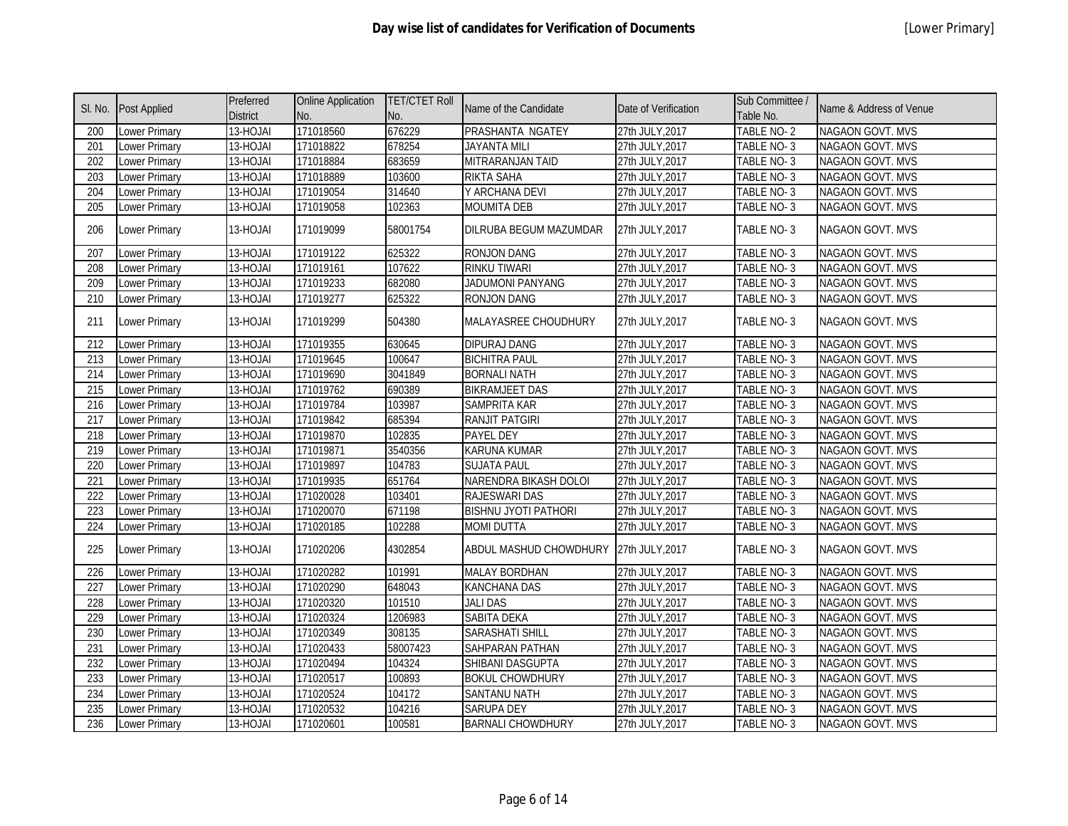# Day wise list of candidates for Verification of Documents

[Lower Primary]

| Sl. No. | Post Applied | Preferred District | Online Application No. | TET/CTET Roll No. | Name of the Candidate | Date of Verification | Sub Committee / Table No. | Name & Address of Venue |
|---|---|---|---|---|---|---|---|---|
| 200 | Lower Primary | 13-HOJAI | 171018560 | 676229 | PRASHANTA NGATEY | 27th JULY,2017 | TABLE NO- 2 | NAGAON GOVT. MVS |
| 201 | Lower Primary | 13-HOJAI | 171018822 | 678254 | JAYANTA MILI | 27th JULY,2017 | TABLE NO- 3 | NAGAON GOVT. MVS |
| 202 | Lower Primary | 13-HOJAI | 171018884 | 683659 | MITRARANJAN TAID | 27th JULY,2017 | TABLE NO- 3 | NAGAON GOVT. MVS |
| 203 | Lower Primary | 13-HOJAI | 171018889 | 103600 | RIKTA SAHA | 27th JULY,2017 | TABLE NO- 3 | NAGAON GOVT. MVS |
| 204 | Lower Primary | 13-HOJAI | 171019054 | 314640 | Y ARCHANA DEVI | 27th JULY,2017 | TABLE NO- 3 | NAGAON GOVT. MVS |
| 205 | Lower Primary | 13-HOJAI | 171019058 | 102363 | MOUMITA DEB | 27th JULY,2017 | TABLE NO- 3 | NAGAON GOVT. MVS |
| 206 | Lower Primary | 13-HOJAI | 171019099 | 58001754 | DILRUBA BEGUM MAZUMDAR | 27th JULY,2017 | TABLE NO- 3 | NAGAON GOVT. MVS |
| 207 | Lower Primary | 13-HOJAI | 171019122 | 625322 | RONJON DANG | 27th JULY,2017 | TABLE NO- 3 | NAGAON GOVT. MVS |
| 208 | Lower Primary | 13-HOJAI | 171019161 | 107622 | RINKU TIWARI | 27th JULY,2017 | TABLE NO- 3 | NAGAON GOVT. MVS |
| 209 | Lower Primary | 13-HOJAI | 171019233 | 682080 | JADUMONI PANYANG | 27th JULY,2017 | TABLE NO- 3 | NAGAON GOVT. MVS |
| 210 | Lower Primary | 13-HOJAI | 171019277 | 625322 | RONJON DANG | 27th JULY,2017 | TABLE NO- 3 | NAGAON GOVT. MVS |
| 211 | Lower Primary | 13-HOJAI | 171019299 | 504380 | MALAYASREE CHOUDHURY | 27th JULY,2017 | TABLE NO- 3 | NAGAON GOVT. MVS |
| 212 | Lower Primary | 13-HOJAI | 171019355 | 630645 | DIPURAJ DANG | 27th JULY,2017 | TABLE NO- 3 | NAGAON GOVT. MVS |
| 213 | Lower Primary | 13-HOJAI | 171019645 | 100647 | BICHITRA PAUL | 27th JULY,2017 | TABLE NO- 3 | NAGAON GOVT. MVS |
| 214 | Lower Primary | 13-HOJAI | 171019690 | 3041849 | BORNALI NATH | 27th JULY,2017 | TABLE NO- 3 | NAGAON GOVT. MVS |
| 215 | Lower Primary | 13-HOJAI | 171019762 | 690389 | BIKRAMJEET DAS | 27th JULY,2017 | TABLE NO- 3 | NAGAON GOVT. MVS |
| 216 | Lower Primary | 13-HOJAI | 171019784 | 103987 | SAMPRITA KAR | 27th JULY,2017 | TABLE NO- 3 | NAGAON GOVT. MVS |
| 217 | Lower Primary | 13-HOJAI | 171019842 | 685394 | RANJIT PATGIRI | 27th JULY,2017 | TABLE NO- 3 | NAGAON GOVT. MVS |
| 218 | Lower Primary | 13-HOJAI | 171019870 | 102835 | PAYEL DEY | 27th JULY,2017 | TABLE NO- 3 | NAGAON GOVT. MVS |
| 219 | Lower Primary | 13-HOJAI | 171019871 | 3540356 | KARUNA KUMAR | 27th JULY,2017 | TABLE NO- 3 | NAGAON GOVT. MVS |
| 220 | Lower Primary | 13-HOJAI | 171019897 | 104783 | SUJATA PAUL | 27th JULY,2017 | TABLE NO- 3 | NAGAON GOVT. MVS |
| 221 | Lower Primary | 13-HOJAI | 171019935 | 651764 | NARENDRA BIKASH DOLOI | 27th JULY,2017 | TABLE NO- 3 | NAGAON GOVT. MVS |
| 222 | Lower Primary | 13-HOJAI | 171020028 | 103401 | RAJESWARI DAS | 27th JULY,2017 | TABLE NO- 3 | NAGAON GOVT. MVS |
| 223 | Lower Primary | 13-HOJAI | 171020070 | 671198 | BISHNU JYOTI PATHORI | 27th JULY,2017 | TABLE NO- 3 | NAGAON GOVT. MVS |
| 224 | Lower Primary | 13-HOJAI | 171020185 | 102288 | MOMI DUTTA | 27th JULY,2017 | TABLE NO- 3 | NAGAON GOVT. MVS |
| 225 | Lower Primary | 13-HOJAI | 171020206 | 4302854 | ABDUL MASHUD CHOWDHURY | 27th JULY,2017 | TABLE NO- 3 | NAGAON GOVT. MVS |
| 226 | Lower Primary | 13-HOJAI | 171020282 | 101991 | MALAY BORDHAN | 27th JULY,2017 | TABLE NO- 3 | NAGAON GOVT. MVS |
| 227 | Lower Primary | 13-HOJAI | 171020290 | 648043 | KANCHANA DAS | 27th JULY,2017 | TABLE NO- 3 | NAGAON GOVT. MVS |
| 228 | Lower Primary | 13-HOJAI | 171020320 | 101510 | JALI DAS | 27th JULY,2017 | TABLE NO- 3 | NAGAON GOVT. MVS |
| 229 | Lower Primary | 13-HOJAI | 171020324 | 1206983 | SABITA DEKA | 27th JULY,2017 | TABLE NO- 3 | NAGAON GOVT. MVS |
| 230 | Lower Primary | 13-HOJAI | 171020349 | 308135 | SARASHATI SHILL | 27th JULY,2017 | TABLE NO- 3 | NAGAON GOVT. MVS |
| 231 | Lower Primary | 13-HOJAI | 171020433 | 58007423 | SAHPARAN PATHAN | 27th JULY,2017 | TABLE NO- 3 | NAGAON GOVT. MVS |
| 232 | Lower Primary | 13-HOJAI | 171020494 | 104324 | SHIBANI DASGUPTA | 27th JULY,2017 | TABLE NO- 3 | NAGAON GOVT. MVS |
| 233 | Lower Primary | 13-HOJAI | 171020517 | 100893 | BOKUL CHOWDHURY | 27th JULY,2017 | TABLE NO- 3 | NAGAON GOVT. MVS |
| 234 | Lower Primary | 13-HOJAI | 171020524 | 104172 | SANTANU NATH | 27th JULY,2017 | TABLE NO- 3 | NAGAON GOVT. MVS |
| 235 | Lower Primary | 13-HOJAI | 171020532 | 104216 | SARUPA DEY | 27th JULY,2017 | TABLE NO- 3 | NAGAON GOVT. MVS |
| 236 | Lower Primary | 13-HOJAI | 171020601 | 100581 | BARNALI CHOWDHURY | 27th JULY,2017 | TABLE NO- 3 | NAGAON GOVT. MVS |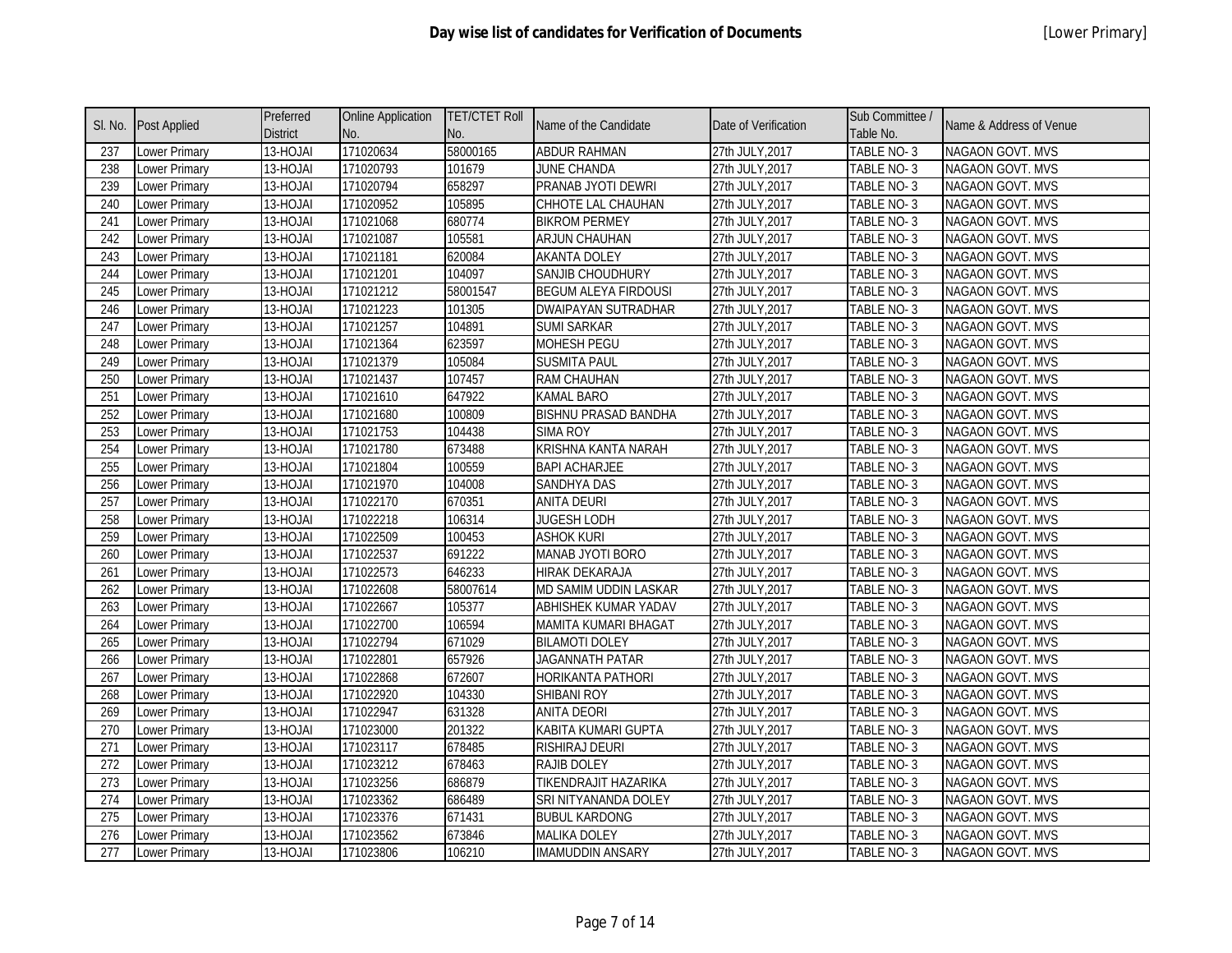# Day wise list of candidates for Verification of Documents

[Lower Primary]

| Sl. No. | Post Applied | Preferred District | Online Application No. | TET/CTET Roll No. | Name of the Candidate | Date of Verification | Sub Committee / Table No. | Name & Address of Venue |
|---|---|---|---|---|---|---|---|---|
| 237 | Lower Primary | 13-HOJAI | 171020634 | 58000165 | ABDUR RAHMAN | 27th JULY,2017 | TABLE NO- 3 | NAGAON GOVT. MVS |
| 238 | Lower Primary | 13-HOJAI | 171020793 | 101679 | JUNE CHANDA | 27th JULY,2017 | TABLE NO- 3 | NAGAON GOVT. MVS |
| 239 | Lower Primary | 13-HOJAI | 171020794 | 658297 | PRANAB JYOTI DEWRI | 27th JULY,2017 | TABLE NO- 3 | NAGAON GOVT. MVS |
| 240 | Lower Primary | 13-HOJAI | 171020952 | 105895 | CHHOTE LAL CHAUHAN | 27th JULY,2017 | TABLE NO- 3 | NAGAON GOVT. MVS |
| 241 | Lower Primary | 13-HOJAI | 171021068 | 680774 | BIKROM PERMEY | 27th JULY,2017 | TABLE NO- 3 | NAGAON GOVT. MVS |
| 242 | Lower Primary | 13-HOJAI | 171021087 | 105581 | ARJUN CHAUHAN | 27th JULY,2017 | TABLE NO- 3 | NAGAON GOVT. MVS |
| 243 | Lower Primary | 13-HOJAI | 171021181 | 620084 | AKANTA DOLEY | 27th JULY,2017 | TABLE NO- 3 | NAGAON GOVT. MVS |
| 244 | Lower Primary | 13-HOJAI | 171021201 | 104097 | SANJIB CHOUDHURY | 27th JULY,2017 | TABLE NO- 3 | NAGAON GOVT. MVS |
| 245 | Lower Primary | 13-HOJAI | 171021212 | 58001547 | BEGUM ALEYA FIRDOUSI | 27th JULY,2017 | TABLE NO- 3 | NAGAON GOVT. MVS |
| 246 | Lower Primary | 13-HOJAI | 171021223 | 101305 | DWAIPAYAN SUTRADHAR | 27th JULY,2017 | TABLE NO- 3 | NAGAON GOVT. MVS |
| 247 | Lower Primary | 13-HOJAI | 171021257 | 104891 | SUMI SARKAR | 27th JULY,2017 | TABLE NO- 3 | NAGAON GOVT. MVS |
| 248 | Lower Primary | 13-HOJAI | 171021364 | 623597 | MOHESH PEGU | 27th JULY,2017 | TABLE NO- 3 | NAGAON GOVT. MVS |
| 249 | Lower Primary | 13-HOJAI | 171021379 | 105084 | SUSMITA PAUL | 27th JULY,2017 | TABLE NO- 3 | NAGAON GOVT. MVS |
| 250 | Lower Primary | 13-HOJAI | 171021437 | 107457 | RAM CHAUHAN | 27th JULY,2017 | TABLE NO- 3 | NAGAON GOVT. MVS |
| 251 | Lower Primary | 13-HOJAI | 171021610 | 647922 | KAMAL BARO | 27th JULY,2017 | TABLE NO- 3 | NAGAON GOVT. MVS |
| 252 | Lower Primary | 13-HOJAI | 171021680 | 100809 | BISHNU PRASAD BANDHA | 27th JULY,2017 | TABLE NO- 3 | NAGAON GOVT. MVS |
| 253 | Lower Primary | 13-HOJAI | 171021753 | 104438 | SIMA ROY | 27th JULY,2017 | TABLE NO- 3 | NAGAON GOVT. MVS |
| 254 | Lower Primary | 13-HOJAI | 171021780 | 673488 | KRISHNA KANTA NARAH | 27th JULY,2017 | TABLE NO- 3 | NAGAON GOVT. MVS |
| 255 | Lower Primary | 13-HOJAI | 171021804 | 100559 | BAPI ACHARJEE | 27th JULY,2017 | TABLE NO- 3 | NAGAON GOVT. MVS |
| 256 | Lower Primary | 13-HOJAI | 171021970 | 104008 | SANDHYA DAS | 27th JULY,2017 | TABLE NO- 3 | NAGAON GOVT. MVS |
| 257 | Lower Primary | 13-HOJAI | 171022170 | 670351 | ANITA DEURI | 27th JULY,2017 | TABLE NO- 3 | NAGAON GOVT. MVS |
| 258 | Lower Primary | 13-HOJAI | 171022218 | 106314 | JUGESH LODH | 27th JULY,2017 | TABLE NO- 3 | NAGAON GOVT. MVS |
| 259 | Lower Primary | 13-HOJAI | 171022509 | 100453 | ASHOK KURI | 27th JULY,2017 | TABLE NO- 3 | NAGAON GOVT. MVS |
| 260 | Lower Primary | 13-HOJAI | 171022537 | 691222 | MANAB JYOTI BORO | 27th JULY,2017 | TABLE NO- 3 | NAGAON GOVT. MVS |
| 261 | Lower Primary | 13-HOJAI | 171022573 | 646233 | HIRAK DEKARAJA | 27th JULY,2017 | TABLE NO- 3 | NAGAON GOVT. MVS |
| 262 | Lower Primary | 13-HOJAI | 171022608 | 58007614 | MD SAMIM UDDIN LASKAR | 27th JULY,2017 | TABLE NO- 3 | NAGAON GOVT. MVS |
| 263 | Lower Primary | 13-HOJAI | 171022667 | 105377 | ABHISHEK KUMAR YADAV | 27th JULY,2017 | TABLE NO- 3 | NAGAON GOVT. MVS |
| 264 | Lower Primary | 13-HOJAI | 171022700 | 106594 | MAMITA KUMARI BHAGAT | 27th JULY,2017 | TABLE NO- 3 | NAGAON GOVT. MVS |
| 265 | Lower Primary | 13-HOJAI | 171022794 | 671029 | BILAMOTI DOLEY | 27th JULY,2017 | TABLE NO- 3 | NAGAON GOVT. MVS |
| 266 | Lower Primary | 13-HOJAI | 171022801 | 657926 | JAGANNATH PATAR | 27th JULY,2017 | TABLE NO- 3 | NAGAON GOVT. MVS |
| 267 | Lower Primary | 13-HOJAI | 171022868 | 672607 | HORIKANTA PATHORI | 27th JULY,2017 | TABLE NO- 3 | NAGAON GOVT. MVS |
| 268 | Lower Primary | 13-HOJAI | 171022920 | 104330 | SHIBANI ROY | 27th JULY,2017 | TABLE NO- 3 | NAGAON GOVT. MVS |
| 269 | Lower Primary | 13-HOJAI | 171022947 | 631328 | ANITA DEORI | 27th JULY,2017 | TABLE NO- 3 | NAGAON GOVT. MVS |
| 270 | Lower Primary | 13-HOJAI | 171023000 | 201322 | KABITA KUMARI GUPTA | 27th JULY,2017 | TABLE NO- 3 | NAGAON GOVT. MVS |
| 271 | Lower Primary | 13-HOJAI | 171023117 | 678485 | RISHIRAJ DEURI | 27th JULY,2017 | TABLE NO- 3 | NAGAON GOVT. MVS |
| 272 | Lower Primary | 13-HOJAI | 171023212 | 678463 | RAJIB DOLEY | 27th JULY,2017 | TABLE NO- 3 | NAGAON GOVT. MVS |
| 273 | Lower Primary | 13-HOJAI | 171023256 | 686879 | TIKENDRAJIT HAZARIKA | 27th JULY,2017 | TABLE NO- 3 | NAGAON GOVT. MVS |
| 274 | Lower Primary | 13-HOJAI | 171023362 | 686489 | SRI NITYANANDA DOLEY | 27th JULY,2017 | TABLE NO- 3 | NAGAON GOVT. MVS |
| 275 | Lower Primary | 13-HOJAI | 171023376 | 671431 | BUBUL KARDONG | 27th JULY,2017 | TABLE NO- 3 | NAGAON GOVT. MVS |
| 276 | Lower Primary | 13-HOJAI | 171023562 | 673846 | MALIKA DOLEY | 27th JULY,2017 | TABLE NO- 3 | NAGAON GOVT. MVS |
| 277 | Lower Primary | 13-HOJAI | 171023806 | 106210 | IMAMUDDIN ANSARY | 27th JULY,2017 | TABLE NO- 3 | NAGAON GOVT. MVS |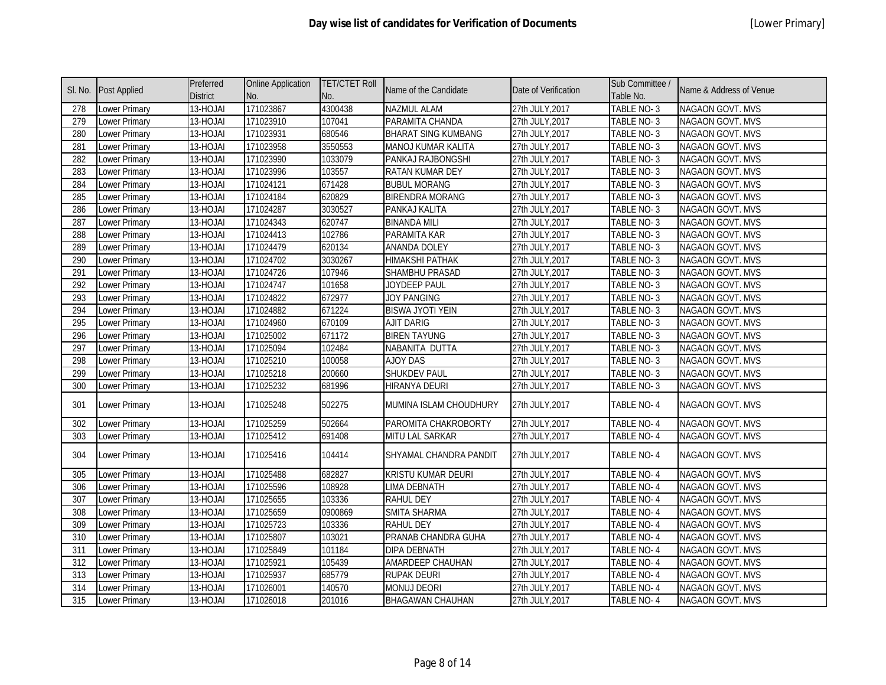# Day wise list of candidates for Verification of Documents

[Lower Primary]

| Sl. No. | Post Applied | Preferred District | Online Application No. | TET/CTET Roll No. | Name of the Candidate | Date of Verification | Sub Committee / Table No. | Name & Address of Venue |
|---|---|---|---|---|---|---|---|---|
| 278 | Lower Primary | 13-HOJAI | 171023867 | 4300438 | NAZMUL ALAM | 27th JULY,2017 | TABLE NO- 3 | NAGAON GOVT. MVS |
| 279 | Lower Primary | 13-HOJAI | 171023910 | 107041 | PARAMITA CHANDA | 27th JULY,2017 | TABLE NO- 3 | NAGAON GOVT. MVS |
| 280 | Lower Primary | 13-HOJAI | 171023931 | 680546 | BHARAT SING KUMBANG | 27th JULY,2017 | TABLE NO- 3 | NAGAON GOVT. MVS |
| 281 | Lower Primary | 13-HOJAI | 171023958 | 3550553 | MANOJ KUMAR KALITA | 27th JULY,2017 | TABLE NO- 3 | NAGAON GOVT. MVS |
| 282 | Lower Primary | 13-HOJAI | 171023990 | 1033079 | PANKAJ RAJBONGSHI | 27th JULY,2017 | TABLE NO- 3 | NAGAON GOVT. MVS |
| 283 | Lower Primary | 13-HOJAI | 171023996 | 103557 | RATAN KUMAR DEY | 27th JULY,2017 | TABLE NO- 3 | NAGAON GOVT. MVS |
| 284 | Lower Primary | 13-HOJAI | 171024121 | 671428 | BUBUL MORANG | 27th JULY,2017 | TABLE NO- 3 | NAGAON GOVT. MVS |
| 285 | Lower Primary | 13-HOJAI | 171024184 | 620829 | BIRENDRA MORANG | 27th JULY,2017 | TABLE NO- 3 | NAGAON GOVT. MVS |
| 286 | Lower Primary | 13-HOJAI | 171024287 | 3030527 | PANKAJ KALITA | 27th JULY,2017 | TABLE NO- 3 | NAGAON GOVT. MVS |
| 287 | Lower Primary | 13-HOJAI | 171024343 | 620747 | BINANDA MILI | 27th JULY,2017 | TABLE NO- 3 | NAGAON GOVT. MVS |
| 288 | Lower Primary | 13-HOJAI | 171024413 | 102786 | PARAMITA KAR | 27th JULY,2017 | TABLE NO- 3 | NAGAON GOVT. MVS |
| 289 | Lower Primary | 13-HOJAI | 171024479 | 620134 | ANANDA DOLEY | 27th JULY,2017 | TABLE NO- 3 | NAGAON GOVT. MVS |
| 290 | Lower Primary | 13-HOJAI | 171024702 | 3030267 | HIMAKSHI PATHAK | 27th JULY,2017 | TABLE NO- 3 | NAGAON GOVT. MVS |
| 291 | Lower Primary | 13-HOJAI | 171024726 | 107946 | SHAMBHU PRASAD | 27th JULY,2017 | TABLE NO- 3 | NAGAON GOVT. MVS |
| 292 | Lower Primary | 13-HOJAI | 171024747 | 101658 | JOYDEEP PAUL | 27th JULY,2017 | TABLE NO- 3 | NAGAON GOVT. MVS |
| 293 | Lower Primary | 13-HOJAI | 171024822 | 672977 | JOY PANGING | 27th JULY,2017 | TABLE NO- 3 | NAGAON GOVT. MVS |
| 294 | Lower Primary | 13-HOJAI | 171024882 | 671224 | BISWA JYOTI YEIN | 27th JULY,2017 | TABLE NO- 3 | NAGAON GOVT. MVS |
| 295 | Lower Primary | 13-HOJAI | 171024960 | 670109 | AJIT DARIG | 27th JULY,2017 | TABLE NO- 3 | NAGAON GOVT. MVS |
| 296 | Lower Primary | 13-HOJAI | 171025002 | 671172 | BIREN TAYUNG | 27th JULY,2017 | TABLE NO- 3 | NAGAON GOVT. MVS |
| 297 | Lower Primary | 13-HOJAI | 171025094 | 102484 | NABANITA DUTTA | 27th JULY,2017 | TABLE NO- 3 | NAGAON GOVT. MVS |
| 298 | Lower Primary | 13-HOJAI | 171025210 | 100058 | AJOY DAS | 27th JULY,2017 | TABLE NO- 3 | NAGAON GOVT. MVS |
| 299 | Lower Primary | 13-HOJAI | 171025218 | 200660 | SHUKDEV PAUL | 27th JULY,2017 | TABLE NO- 3 | NAGAON GOVT. MVS |
| 300 | Lower Primary | 13-HOJAI | 171025232 | 681996 | HIRANYA DEURI | 27th JULY,2017 | TABLE NO- 3 | NAGAON GOVT. MVS |
| 301 | Lower Primary | 13-HOJAI | 171025248 | 502275 | MUMINA ISLAM CHOUDHURY | 27th JULY,2017 | TABLE NO- 4 | NAGAON GOVT. MVS |
| 302 | Lower Primary | 13-HOJAI | 171025259 | 502664 | PAROMITA CHAKROBORTY | 27th JULY,2017 | TABLE NO- 4 | NAGAON GOVT. MVS |
| 303 | Lower Primary | 13-HOJAI | 171025412 | 691408 | MITU LAL SARKAR | 27th JULY,2017 | TABLE NO- 4 | NAGAON GOVT. MVS |
| 304 | Lower Primary | 13-HOJAI | 171025416 | 104414 | SHYAMAL CHANDRA PANDIT | 27th JULY,2017 | TABLE NO- 4 | NAGAON GOVT. MVS |
| 305 | Lower Primary | 13-HOJAI | 171025488 | 682827 | KRISTU KUMAR DEURI | 27th JULY,2017 | TABLE NO- 4 | NAGAON GOVT. MVS |
| 306 | Lower Primary | 13-HOJAI | 171025596 | 108928 | LIMA DEBNATH | 27th JULY,2017 | TABLE NO- 4 | NAGAON GOVT. MVS |
| 307 | Lower Primary | 13-HOJAI | 171025655 | 103336 | RAHUL DEY | 27th JULY,2017 | TABLE NO- 4 | NAGAON GOVT. MVS |
| 308 | Lower Primary | 13-HOJAI | 171025659 | 0900869 | SMITA SHARMA | 27th JULY,2017 | TABLE NO- 4 | NAGAON GOVT. MVS |
| 309 | Lower Primary | 13-HOJAI | 171025723 | 103336 | RAHUL DEY | 27th JULY,2017 | TABLE NO- 4 | NAGAON GOVT. MVS |
| 310 | Lower Primary | 13-HOJAI | 171025807 | 103021 | PRANAB CHANDRA GUHA | 27th JULY,2017 | TABLE NO- 4 | NAGAON GOVT. MVS |
| 311 | Lower Primary | 13-HOJAI | 171025849 | 101184 | DIPA DEBNATH | 27th JULY,2017 | TABLE NO- 4 | NAGAON GOVT. MVS |
| 312 | Lower Primary | 13-HOJAI | 171025921 | 105439 | AMARDEEP CHAUHAN | 27th JULY,2017 | TABLE NO- 4 | NAGAON GOVT. MVS |
| 313 | Lower Primary | 13-HOJAI | 171025937 | 685779 | RUPAK DEURI | 27th JULY,2017 | TABLE NO- 4 | NAGAON GOVT. MVS |
| 314 | Lower Primary | 13-HOJAI | 171026001 | 140570 | MONUJ DEORI | 27th JULY,2017 | TABLE NO- 4 | NAGAON GOVT. MVS |
| 315 | Lower Primary | 13-HOJAI | 171026018 | 201016 | BHAGAWAN CHAUHAN | 27th JULY,2017 | TABLE NO- 4 | NAGAON GOVT. MVS |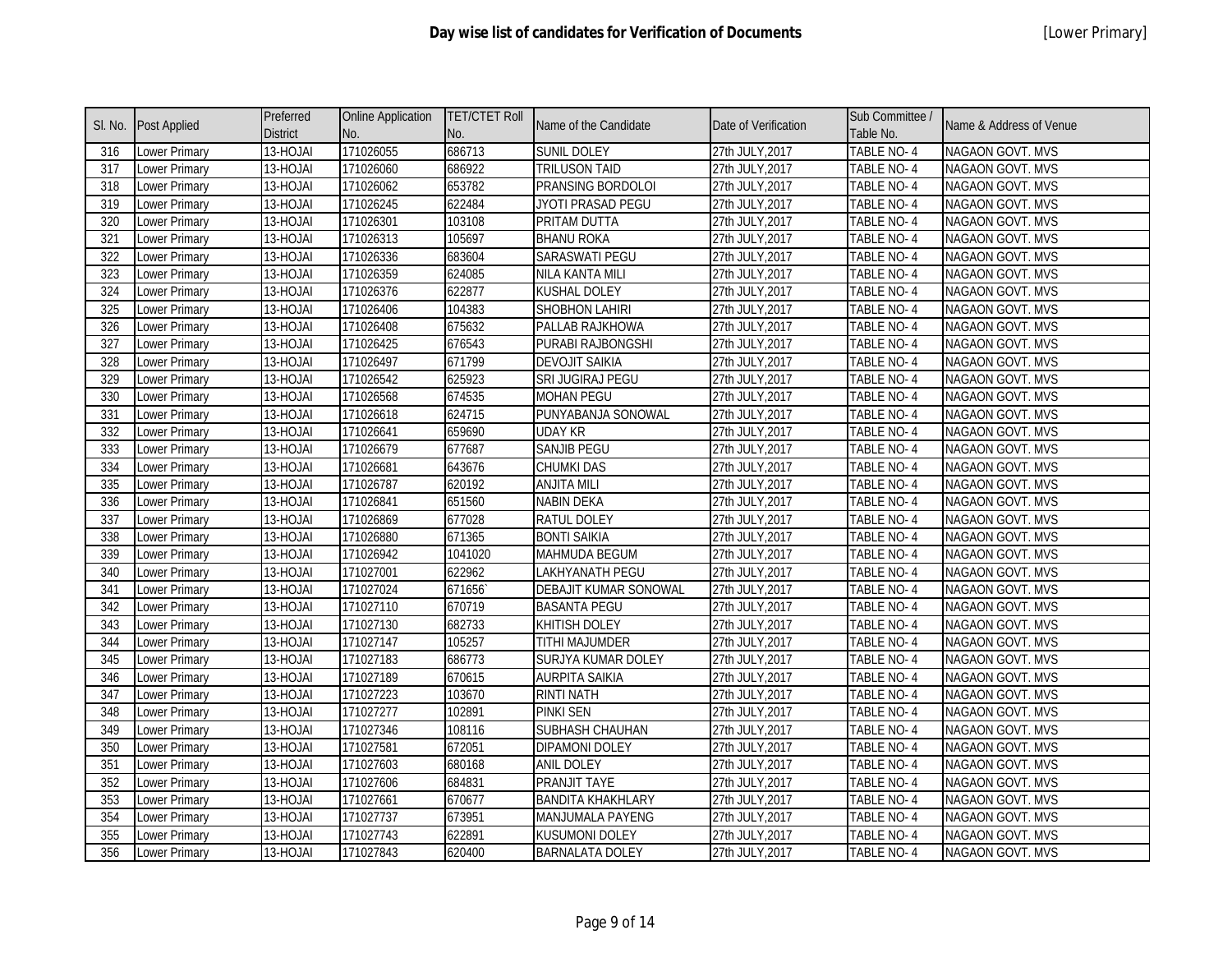# Day wise list of candidates for Verification of Documents

[Lower Primary]

| Sl. No. | Post Applied | Preferred District | Online Application No. | TET/CTET Roll No. | Name of the Candidate | Date of Verification | Sub Committee / Table No. | Name & Address of Venue |
|---|---|---|---|---|---|---|---|---|
| 316 | Lower Primary | 13-HOJAI | 171026055 | 686713 | SUNIL DOLEY | 27th JULY,2017 | TABLE NO- 4 | NAGAON GOVT. MVS |
| 317 | Lower Primary | 13-HOJAI | 171026060 | 686922 | TRILUSON TAID | 27th JULY,2017 | TABLE NO- 4 | NAGAON GOVT. MVS |
| 318 | Lower Primary | 13-HOJAI | 171026062 | 653782 | PRANSING BORDOLOI | 27th JULY,2017 | TABLE NO- 4 | NAGAON GOVT. MVS |
| 319 | Lower Primary | 13-HOJAI | 171026245 | 622484 | JYOTI PRASAD PEGU | 27th JULY,2017 | TABLE NO- 4 | NAGAON GOVT. MVS |
| 320 | Lower Primary | 13-HOJAI | 171026301 | 103108 | PRITAM DUTTA | 27th JULY,2017 | TABLE NO- 4 | NAGAON GOVT. MVS |
| 321 | Lower Primary | 13-HOJAI | 171026313 | 105697 | BHANU ROKA | 27th JULY,2017 | TABLE NO- 4 | NAGAON GOVT. MVS |
| 322 | Lower Primary | 13-HOJAI | 171026336 | 683604 | SARASWATI PEGU | 27th JULY,2017 | TABLE NO- 4 | NAGAON GOVT. MVS |
| 323 | Lower Primary | 13-HOJAI | 171026359 | 624085 | NILA KANTA MILI | 27th JULY,2017 | TABLE NO- 4 | NAGAON GOVT. MVS |
| 324 | Lower Primary | 13-HOJAI | 171026376 | 622877 | KUSHAL DOLEY | 27th JULY,2017 | TABLE NO- 4 | NAGAON GOVT. MVS |
| 325 | Lower Primary | 13-HOJAI | 171026406 | 104383 | SHOBHON LAHIRI | 27th JULY,2017 | TABLE NO- 4 | NAGAON GOVT. MVS |
| 326 | Lower Primary | 13-HOJAI | 171026408 | 675632 | PALLAB RAJKHOWA | 27th JULY,2017 | TABLE NO- 4 | NAGAON GOVT. MVS |
| 327 | Lower Primary | 13-HOJAI | 171026425 | 676543 | PURABI RAJBONGSHI | 27th JULY,2017 | TABLE NO- 4 | NAGAON GOVT. MVS |
| 328 | Lower Primary | 13-HOJAI | 171026497 | 671799 | DEVOJIT SAIKIA | 27th JULY,2017 | TABLE NO- 4 | NAGAON GOVT. MVS |
| 329 | Lower Primary | 13-HOJAI | 171026542 | 625923 | SRI JUGIRAJ PEGU | 27th JULY,2017 | TABLE NO- 4 | NAGAON GOVT. MVS |
| 330 | Lower Primary | 13-HOJAI | 171026568 | 674535 | MOHAN PEGU | 27th JULY,2017 | TABLE NO- 4 | NAGAON GOVT. MVS |
| 331 | Lower Primary | 13-HOJAI | 171026618 | 624715 | PUNYABANJA SONOWAL | 27th JULY,2017 | TABLE NO- 4 | NAGAON GOVT. MVS |
| 332 | Lower Primary | 13-HOJAI | 171026641 | 659690 | UDAY KR | 27th JULY,2017 | TABLE NO- 4 | NAGAON GOVT. MVS |
| 333 | Lower Primary | 13-HOJAI | 171026679 | 677687 | SANJIB PEGU | 27th JULY,2017 | TABLE NO- 4 | NAGAON GOVT. MVS |
| 334 | Lower Primary | 13-HOJAI | 171026681 | 643676 | CHUMKI DAS | 27th JULY,2017 | TABLE NO- 4 | NAGAON GOVT. MVS |
| 335 | Lower Primary | 13-HOJAI | 171026787 | 620192 | ANJITA MILI | 27th JULY,2017 | TABLE NO- 4 | NAGAON GOVT. MVS |
| 336 | Lower Primary | 13-HOJAI | 171026841 | 651560 | NABIN DEKA | 27th JULY,2017 | TABLE NO- 4 | NAGAON GOVT. MVS |
| 337 | Lower Primary | 13-HOJAI | 171026869 | 677028 | RATUL DOLEY | 27th JULY,2017 | TABLE NO- 4 | NAGAON GOVT. MVS |
| 338 | Lower Primary | 13-HOJAI | 171026880 | 671365 | BONTI SAIKIA | 27th JULY,2017 | TABLE NO- 4 | NAGAON GOVT. MVS |
| 339 | Lower Primary | 13-HOJAI | 171026942 | 1041020 | MAHMUDA BEGUM | 27th JULY,2017 | TABLE NO- 4 | NAGAON GOVT. MVS |
| 340 | Lower Primary | 13-HOJAI | 171027001 | 622962 | LAKHYANATH PEGU | 27th JULY,2017 | TABLE NO- 4 | NAGAON GOVT. MVS |
| 341 | Lower Primary | 13-HOJAI | 171027024 | 671656` | DEBAJIT KUMAR SONOWAL | 27th JULY,2017 | TABLE NO- 4 | NAGAON GOVT. MVS |
| 342 | Lower Primary | 13-HOJAI | 171027110 | 670719 | BASANTA PEGU | 27th JULY,2017 | TABLE NO- 4 | NAGAON GOVT. MVS |
| 343 | Lower Primary | 13-HOJAI | 171027130 | 682733 | KHITISH DOLEY | 27th JULY,2017 | TABLE NO- 4 | NAGAON GOVT. MVS |
| 344 | Lower Primary | 13-HOJAI | 171027147 | 105257 | TITHI MAJUMDER | 27th JULY,2017 | TABLE NO- 4 | NAGAON GOVT. MVS |
| 345 | Lower Primary | 13-HOJAI | 171027183 | 686773 | SURJYA KUMAR DOLEY | 27th JULY,2017 | TABLE NO- 4 | NAGAON GOVT. MVS |
| 346 | Lower Primary | 13-HOJAI | 171027189 | 670615 | AURPITA SAIKIA | 27th JULY,2017 | TABLE NO- 4 | NAGAON GOVT. MVS |
| 347 | Lower Primary | 13-HOJAI | 171027223 | 103670 | RINTI NATH | 27th JULY,2017 | TABLE NO- 4 | NAGAON GOVT. MVS |
| 348 | Lower Primary | 13-HOJAI | 171027277 | 102891 | PINKI SEN | 27th JULY,2017 | TABLE NO- 4 | NAGAON GOVT. MVS |
| 349 | Lower Primary | 13-HOJAI | 171027346 | 108116 | SUBHASH CHAUHAN | 27th JULY,2017 | TABLE NO- 4 | NAGAON GOVT. MVS |
| 350 | Lower Primary | 13-HOJAI | 171027581 | 672051 | DIPAMONI DOLEY | 27th JULY,2017 | TABLE NO- 4 | NAGAON GOVT. MVS |
| 351 | Lower Primary | 13-HOJAI | 171027603 | 680168 | ANIL DOLEY | 27th JULY,2017 | TABLE NO- 4 | NAGAON GOVT. MVS |
| 352 | Lower Primary | 13-HOJAI | 171027606 | 684831 | PRANJIT TAYE | 27th JULY,2017 | TABLE NO- 4 | NAGAON GOVT. MVS |
| 353 | Lower Primary | 13-HOJAI | 171027661 | 670677 | BANDITA KHAKHLARY | 27th JULY,2017 | TABLE NO- 4 | NAGAON GOVT. MVS |
| 354 | Lower Primary | 13-HOJAI | 171027737 | 673951 | MANJUMALA PAYENG | 27th JULY,2017 | TABLE NO- 4 | NAGAON GOVT. MVS |
| 355 | Lower Primary | 13-HOJAI | 171027743 | 622891 | KUSUMONI DOLEY | 27th JULY,2017 | TABLE NO- 4 | NAGAON GOVT. MVS |
| 356 | Lower Primary | 13-HOJAI | 171027843 | 620400 | BARNALATA DOLEY | 27th JULY,2017 | TABLE NO- 4 | NAGAON GOVT. MVS |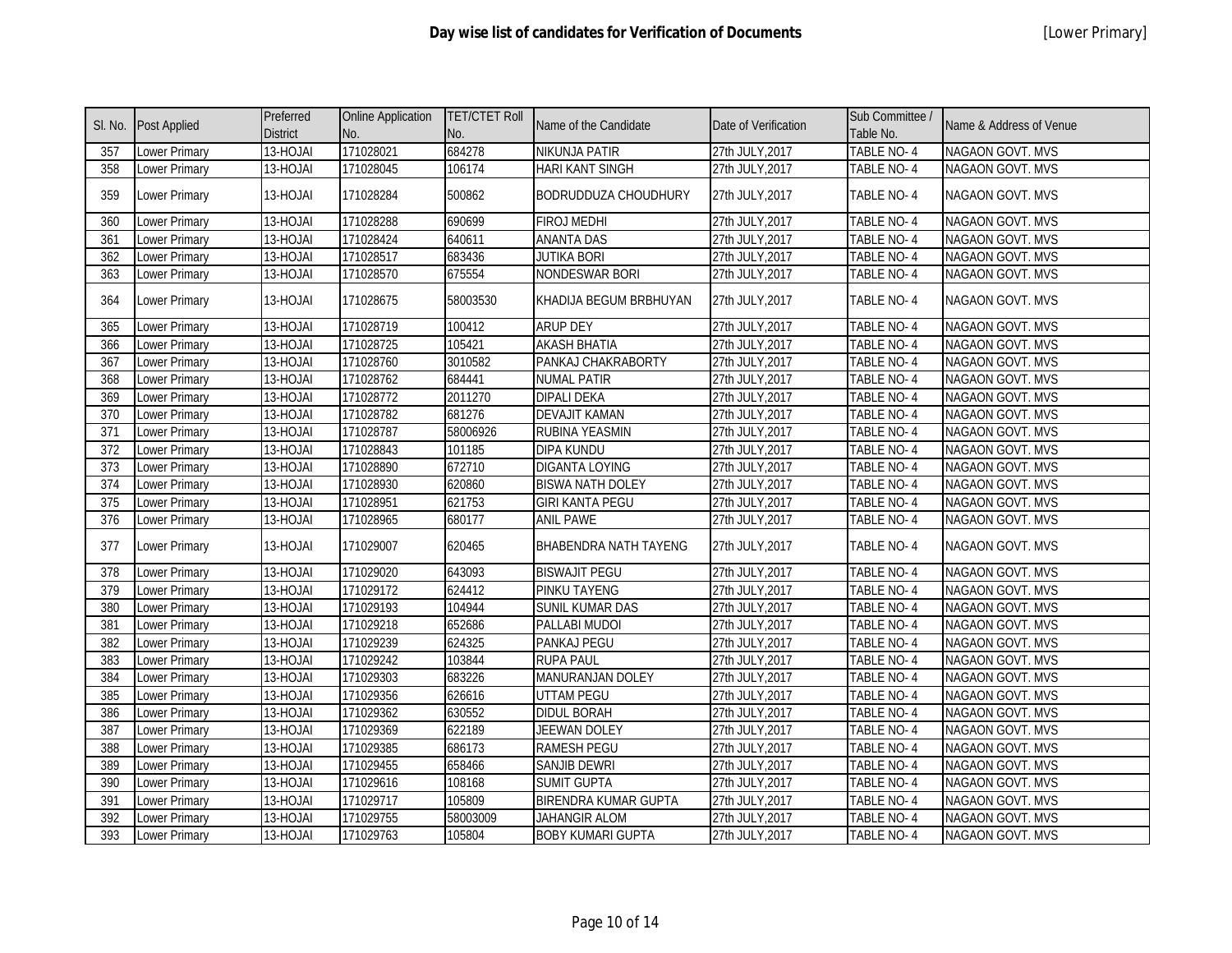# Day wise list of candidates for Verification of Documents

[Lower Primary]

| Sl. No. | Post Applied | Preferred District | Online Application No. | TET/CTET Roll No. | Name of the Candidate | Date of Verification | Sub Committee / Table No. | Name & Address of Venue |
|---|---|---|---|---|---|---|---|---|
| 357 | Lower Primary | 13-HOJAI | 171028021 | 684278 | NIKUNJA PATIR | 27th JULY,2017 | TABLE NO- 4 | NAGAON GOVT. MVS |
| 358 | Lower Primary | 13-HOJAI | 171028045 | 106174 | HARI KANT SINGH | 27th JULY,2017 | TABLE NO- 4 | NAGAON GOVT. MVS |
| 359 | Lower Primary | 13-HOJAI | 171028284 | 500862 | BODRUDDUZA CHOUDHURY | 27th JULY,2017 | TABLE NO- 4 | NAGAON GOVT. MVS |
| 360 | Lower Primary | 13-HOJAI | 171028288 | 690699 | FIROJ MEDHI | 27th JULY,2017 | TABLE NO- 4 | NAGAON GOVT. MVS |
| 361 | Lower Primary | 13-HOJAI | 171028424 | 640611 | ANANTA DAS | 27th JULY,2017 | TABLE NO- 4 | NAGAON GOVT. MVS |
| 362 | Lower Primary | 13-HOJAI | 171028517 | 683436 | JUTIKA BORI | 27th JULY,2017 | TABLE NO- 4 | NAGAON GOVT. MVS |
| 363 | Lower Primary | 13-HOJAI | 171028570 | 675554 | NONDESWAR BORI | 27th JULY,2017 | TABLE NO- 4 | NAGAON GOVT. MVS |
| 364 | Lower Primary | 13-HOJAI | 171028675 | 58003530 | KHADIJA BEGUM BRBHUYAN | 27th JULY,2017 | TABLE NO- 4 | NAGAON GOVT. MVS |
| 365 | Lower Primary | 13-HOJAI | 171028719 | 100412 | ARUP DEY | 27th JULY,2017 | TABLE NO- 4 | NAGAON GOVT. MVS |
| 366 | Lower Primary | 13-HOJAI | 171028725 | 105421 | AKASH BHATIA | 27th JULY,2017 | TABLE NO- 4 | NAGAON GOVT. MVS |
| 367 | Lower Primary | 13-HOJAI | 171028760 | 3010582 | PANKAJ CHAKRABORTY | 27th JULY,2017 | TABLE NO- 4 | NAGAON GOVT. MVS |
| 368 | Lower Primary | 13-HOJAI | 171028762 | 684441 | NUMAL PATIR | 27th JULY,2017 | TABLE NO- 4 | NAGAON GOVT. MVS |
| 369 | Lower Primary | 13-HOJAI | 171028772 | 2011270 | DIPALI DEKA | 27th JULY,2017 | TABLE NO- 4 | NAGAON GOVT. MVS |
| 370 | Lower Primary | 13-HOJAI | 171028782 | 681276 | DEVAJIT KAMAN | 27th JULY,2017 | TABLE NO- 4 | NAGAON GOVT. MVS |
| 371 | Lower Primary | 13-HOJAI | 171028787 | 58006926 | RUBINA YEASMIN | 27th JULY,2017 | TABLE NO- 4 | NAGAON GOVT. MVS |
| 372 | Lower Primary | 13-HOJAI | 171028843 | 101185 | DIPA KUNDU | 27th JULY,2017 | TABLE NO- 4 | NAGAON GOVT. MVS |
| 373 | Lower Primary | 13-HOJAI | 171028890 | 672710 | DIGANTA LOYING | 27th JULY,2017 | TABLE NO- 4 | NAGAON GOVT. MVS |
| 374 | Lower Primary | 13-HOJAI | 171028930 | 620860 | BISWA NATH DOLEY | 27th JULY,2017 | TABLE NO- 4 | NAGAON GOVT. MVS |
| 375 | Lower Primary | 13-HOJAI | 171028951 | 621753 | GIRI KANTA PEGU | 27th JULY,2017 | TABLE NO- 4 | NAGAON GOVT. MVS |
| 376 | Lower Primary | 13-HOJAI | 171028965 | 680177 | ANIL PAWE | 27th JULY,2017 | TABLE NO- 4 | NAGAON GOVT. MVS |
| 377 | Lower Primary | 13-HOJAI | 171029007 | 620465 | BHABENDRA NATH TAYENG | 27th JULY,2017 | TABLE NO- 4 | NAGAON GOVT. MVS |
| 378 | Lower Primary | 13-HOJAI | 171029020 | 643093 | BISWAJIT PEGU | 27th JULY,2017 | TABLE NO- 4 | NAGAON GOVT. MVS |
| 379 | Lower Primary | 13-HOJAI | 171029172 | 624412 | PINKU TAYENG | 27th JULY,2017 | TABLE NO- 4 | NAGAON GOVT. MVS |
| 380 | Lower Primary | 13-HOJAI | 171029193 | 104944 | SUNIL KUMAR DAS | 27th JULY,2017 | TABLE NO- 4 | NAGAON GOVT. MVS |
| 381 | Lower Primary | 13-HOJAI | 171029218 | 652686 | PALLABI MUDOI | 27th JULY,2017 | TABLE NO- 4 | NAGAON GOVT. MVS |
| 382 | Lower Primary | 13-HOJAI | 171029239 | 624325 | PANKAJ PEGU | 27th JULY,2017 | TABLE NO- 4 | NAGAON GOVT. MVS |
| 383 | Lower Primary | 13-HOJAI | 171029242 | 103844 | RUPA PAUL | 27th JULY,2017 | TABLE NO- 4 | NAGAON GOVT. MVS |
| 384 | Lower Primary | 13-HOJAI | 171029303 | 683226 | MANURANJAN DOLEY | 27th JULY,2017 | TABLE NO- 4 | NAGAON GOVT. MVS |
| 385 | Lower Primary | 13-HOJAI | 171029356 | 626616 | UTTAM PEGU | 27th JULY,2017 | TABLE NO- 4 | NAGAON GOVT. MVS |
| 386 | Lower Primary | 13-HOJAI | 171029362 | 630552 | DIDUL BORAH | 27th JULY,2017 | TABLE NO- 4 | NAGAON GOVT. MVS |
| 387 | Lower Primary | 13-HOJAI | 171029369 | 622189 | JEEWAN DOLEY | 27th JULY,2017 | TABLE NO- 4 | NAGAON GOVT. MVS |
| 388 | Lower Primary | 13-HOJAI | 171029385 | 686173 | RAMESH PEGU | 27th JULY,2017 | TABLE NO- 4 | NAGAON GOVT. MVS |
| 389 | Lower Primary | 13-HOJAI | 171029455 | 658466 | SANJIB DEWRI | 27th JULY,2017 | TABLE NO- 4 | NAGAON GOVT. MVS |
| 390 | Lower Primary | 13-HOJAI | 171029616 | 108168 | SUMIT GUPTA | 27th JULY,2017 | TABLE NO- 4 | NAGAON GOVT. MVS |
| 391 | Lower Primary | 13-HOJAI | 171029717 | 105809 | BIRENDRA KUMAR GUPTA | 27th JULY,2017 | TABLE NO- 4 | NAGAON GOVT. MVS |
| 392 | Lower Primary | 13-HOJAI | 171029755 | 58003009 | JAHANGIR ALOM | 27th JULY,2017 | TABLE NO- 4 | NAGAON GOVT. MVS |
| 393 | Lower Primary | 13-HOJAI | 171029763 | 105804 | BOBY KUMARI GUPTA | 27th JULY,2017 | TABLE NO- 4 | NAGAON GOVT. MVS |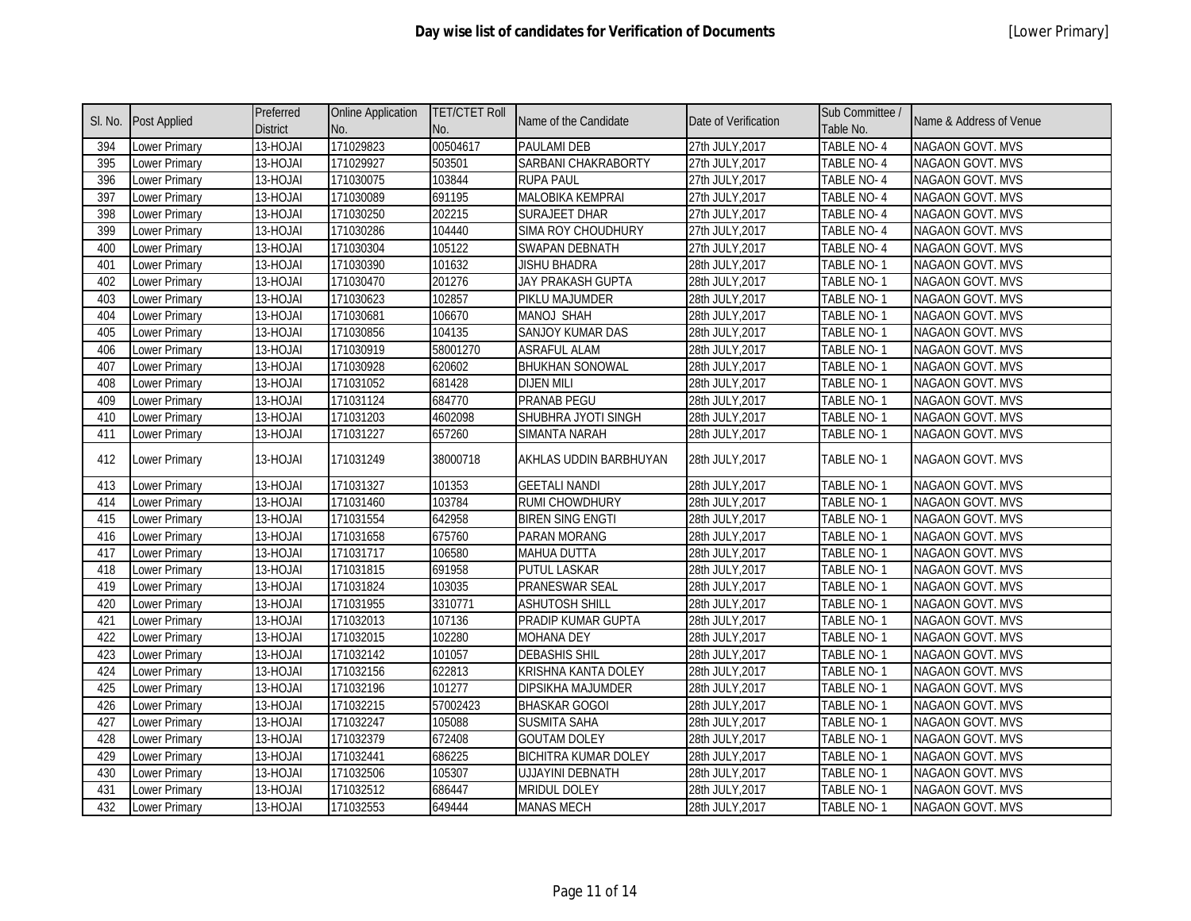# Day wise list of candidates for Verification of Documents

[Lower Primary]

| Sl. No. | Post Applied | Preferred District | Online Application No. | TET/CTET Roll No. | Name of the Candidate | Date of Verification | Sub Committee / Table No. | Name & Address of Venue |
|---|---|---|---|---|---|---|---|---|
| 394 | Lower Primary | 13-HOJAI | 171029823 | 00504617 | PAULAMI DEB | 27th JULY,2017 | TABLE NO- 4 | NAGAON GOVT. MVS |
| 395 | Lower Primary | 13-HOJAI | 171029927 | 503501 | SARBANI CHAKRABORTY | 27th JULY,2017 | TABLE NO- 4 | NAGAON GOVT. MVS |
| 396 | Lower Primary | 13-HOJAI | 171030075 | 103844 | RUPA PAUL | 27th JULY,2017 | TABLE NO- 4 | NAGAON GOVT. MVS |
| 397 | Lower Primary | 13-HOJAI | 171030089 | 691195 | MALOBIKA KEMPRAI | 27th JULY,2017 | TABLE NO- 4 | NAGAON GOVT. MVS |
| 398 | Lower Primary | 13-HOJAI | 171030250 | 202215 | SURAJEET DHAR | 27th JULY,2017 | TABLE NO- 4 | NAGAON GOVT. MVS |
| 399 | Lower Primary | 13-HOJAI | 171030286 | 104440 | SIMA ROY CHOUDHURY | 27th JULY,2017 | TABLE NO- 4 | NAGAON GOVT. MVS |
| 400 | Lower Primary | 13-HOJAI | 171030304 | 105122 | SWAPAN DEBNATH | 27th JULY,2017 | TABLE NO- 4 | NAGAON GOVT. MVS |
| 401 | Lower Primary | 13-HOJAI | 171030390 | 101632 | JISHU BHADRA | 28th JULY,2017 | TABLE NO- 1 | NAGAON GOVT. MVS |
| 402 | Lower Primary | 13-HOJAI | 171030470 | 201276 | JAY PRAKASH GUPTA | 28th JULY,2017 | TABLE NO- 1 | NAGAON GOVT. MVS |
| 403 | Lower Primary | 13-HOJAI | 171030623 | 102857 | PIKLU MAJUMDER | 28th JULY,2017 | TABLE NO- 1 | NAGAON GOVT. MVS |
| 404 | Lower Primary | 13-HOJAI | 171030681 | 106670 | MANOJ SHAH | 28th JULY,2017 | TABLE NO- 1 | NAGAON GOVT. MVS |
| 405 | Lower Primary | 13-HOJAI | 171030856 | 104135 | SANJOY KUMAR DAS | 28th JULY,2017 | TABLE NO- 1 | NAGAON GOVT. MVS |
| 406 | Lower Primary | 13-HOJAI | 171030919 | 58001270 | ASRAFUL ALAM | 28th JULY,2017 | TABLE NO- 1 | NAGAON GOVT. MVS |
| 407 | Lower Primary | 13-HOJAI | 171030928 | 620602 | BHUKHAN SONOWAL | 28th JULY,2017 | TABLE NO- 1 | NAGAON GOVT. MVS |
| 408 | Lower Primary | 13-HOJAI | 171031052 | 681428 | DIJEN MILI | 28th JULY,2017 | TABLE NO- 1 | NAGAON GOVT. MVS |
| 409 | Lower Primary | 13-HOJAI | 171031124 | 684770 | PRANAB PEGU | 28th JULY,2017 | TABLE NO- 1 | NAGAON GOVT. MVS |
| 410 | Lower Primary | 13-HOJAI | 171031203 | 4602098 | SHUBHRA JYOTI SINGH | 28th JULY,2017 | TABLE NO- 1 | NAGAON GOVT. MVS |
| 411 | Lower Primary | 13-HOJAI | 171031227 | 657260 | SIMANTA NARAH | 28th JULY,2017 | TABLE NO- 1 | NAGAON GOVT. MVS |
| 412 | Lower Primary | 13-HOJAI | 171031249 | 38000718 | AKHLAS UDDIN BARBHUYAN | 28th JULY,2017 | TABLE NO- 1 | NAGAON GOVT. MVS |
| 413 | Lower Primary | 13-HOJAI | 171031327 | 101353 | GEETALI NANDI | 28th JULY,2017 | TABLE NO- 1 | NAGAON GOVT. MVS |
| 414 | Lower Primary | 13-HOJAI | 171031460 | 103784 | RUMI CHOWDHURY | 28th JULY,2017 | TABLE NO- 1 | NAGAON GOVT. MVS |
| 415 | Lower Primary | 13-HOJAI | 171031554 | 642958 | BIREN SING ENGTI | 28th JULY,2017 | TABLE NO- 1 | NAGAON GOVT. MVS |
| 416 | Lower Primary | 13-HOJAI | 171031658 | 675760 | PARAN MORANG | 28th JULY,2017 | TABLE NO- 1 | NAGAON GOVT. MVS |
| 417 | Lower Primary | 13-HOJAI | 171031717 | 106580 | MAHUA DUTTA | 28th JULY,2017 | TABLE NO- 1 | NAGAON GOVT. MVS |
| 418 | Lower Primary | 13-HOJAI | 171031815 | 691958 | PUTUL LASKAR | 28th JULY,2017 | TABLE NO- 1 | NAGAON GOVT. MVS |
| 419 | Lower Primary | 13-HOJAI | 171031824 | 103035 | PRANESWAR SEAL | 28th JULY,2017 | TABLE NO- 1 | NAGAON GOVT. MVS |
| 420 | Lower Primary | 13-HOJAI | 171031955 | 3310771 | ASHUTOSH SHILL | 28th JULY,2017 | TABLE NO- 1 | NAGAON GOVT. MVS |
| 421 | Lower Primary | 13-HOJAI | 171032013 | 107136 | PRADIP KUMAR GUPTA | 28th JULY,2017 | TABLE NO- 1 | NAGAON GOVT. MVS |
| 422 | Lower Primary | 13-HOJAI | 171032015 | 102280 | MOHANA DEY | 28th JULY,2017 | TABLE NO- 1 | NAGAON GOVT. MVS |
| 423 | Lower Primary | 13-HOJAI | 171032142 | 101057 | DEBASHIS SHIL | 28th JULY,2017 | TABLE NO- 1 | NAGAON GOVT. MVS |
| 424 | Lower Primary | 13-HOJAI | 171032156 | 622813 | KRISHNA KANTA DOLEY | 28th JULY,2017 | TABLE NO- 1 | NAGAON GOVT. MVS |
| 425 | Lower Primary | 13-HOJAI | 171032196 | 101277 | DIPSIKHA MAJUMDER | 28th JULY,2017 | TABLE NO- 1 | NAGAON GOVT. MVS |
| 426 | Lower Primary | 13-HOJAI | 171032215 | 57002423 | BHASKAR GOGOI | 28th JULY,2017 | TABLE NO- 1 | NAGAON GOVT. MVS |
| 427 | Lower Primary | 13-HOJAI | 171032247 | 105088 | SUSMITA SAHA | 28th JULY,2017 | TABLE NO- 1 | NAGAON GOVT. MVS |
| 428 | Lower Primary | 13-HOJAI | 171032379 | 672408 | GOUTAM DOLEY | 28th JULY,2017 | TABLE NO- 1 | NAGAON GOVT. MVS |
| 429 | Lower Primary | 13-HOJAI | 171032441 | 686225 | BICHITRA KUMAR DOLEY | 28th JULY,2017 | TABLE NO- 1 | NAGAON GOVT. MVS |
| 430 | Lower Primary | 13-HOJAI | 171032506 | 105307 | UJJAYINI DEBNATH | 28th JULY,2017 | TABLE NO- 1 | NAGAON GOVT. MVS |
| 431 | Lower Primary | 13-HOJAI | 171032512 | 686447 | MRIDUL DOLEY | 28th JULY,2017 | TABLE NO- 1 | NAGAON GOVT. MVS |
| 432 | Lower Primary | 13-HOJAI | 171032553 | 649444 | MANAS MECH | 28th JULY,2017 | TABLE NO- 1 | NAGAON GOVT. MVS |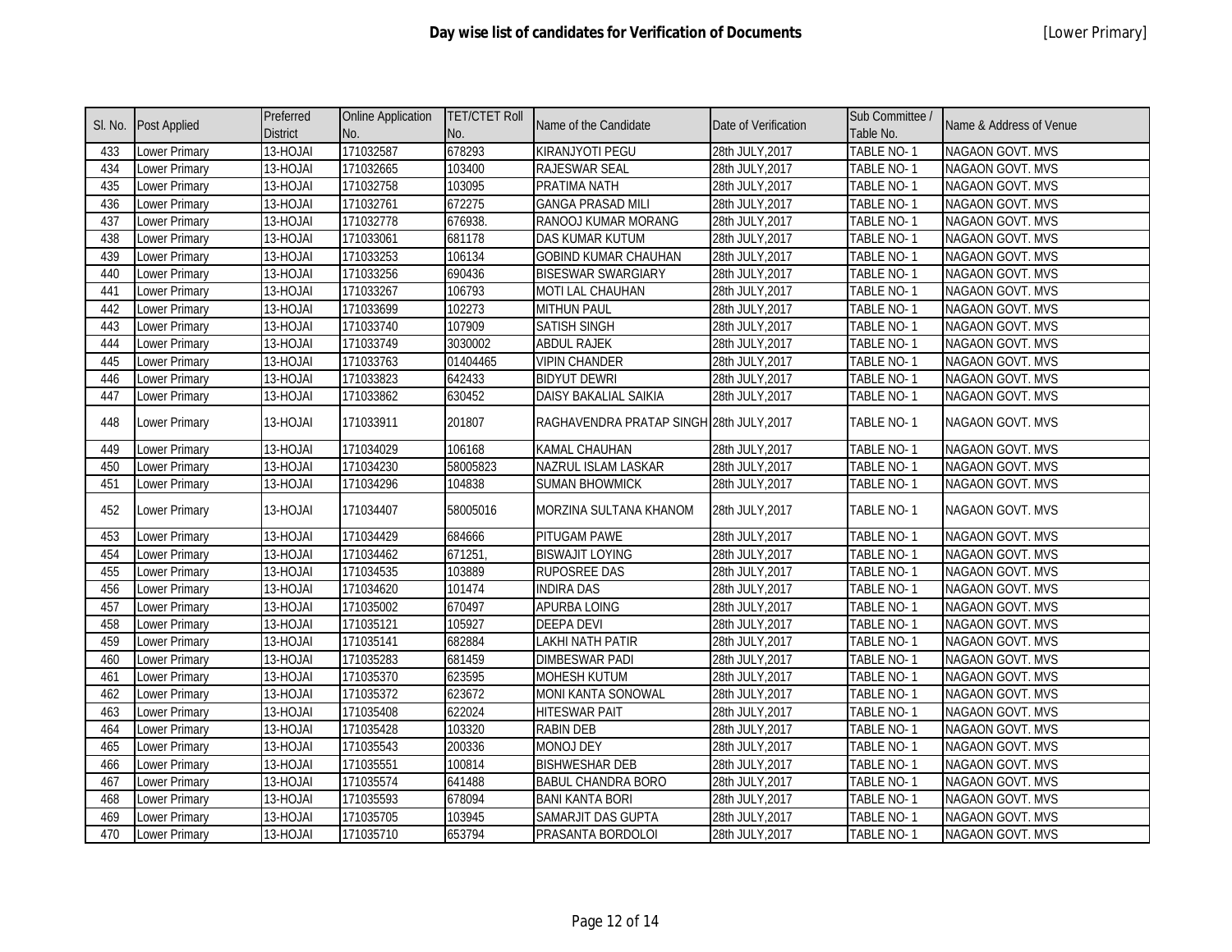# Day wise list of candidates for Verification of Documents

[Lower Primary]

| Sl. No. | Post Applied | Preferred District | Online Application No. | TET/CTET Roll No. | Name of the Candidate | Date of Verification | Sub Committee / Table No. | Name & Address of Venue |
|---|---|---|---|---|---|---|---|---|
| 433 | Lower Primary | 13-HOJAI | 171032587 | 678293 | KIRANJYOTI PEGU | 28th JULY,2017 | TABLE NO- 1 | NAGAON GOVT. MVS |
| 434 | Lower Primary | 13-HOJAI | 171032665 | 103400 | RAJESWAR SEAL | 28th JULY,2017 | TABLE NO- 1 | NAGAON GOVT. MVS |
| 435 | Lower Primary | 13-HOJAI | 171032758 | 103095 | PRATIMA NATH | 28th JULY,2017 | TABLE NO- 1 | NAGAON GOVT. MVS |
| 436 | Lower Primary | 13-HOJAI | 171032761 | 672275 | GANGA PRASAD MILI | 28th JULY,2017 | TABLE NO- 1 | NAGAON GOVT. MVS |
| 437 | Lower Primary | 13-HOJAI | 171032778 | 676938. | RANOOJ KUMAR MORANG | 28th JULY,2017 | TABLE NO- 1 | NAGAON GOVT. MVS |
| 438 | Lower Primary | 13-HOJAI | 171033061 | 681178 | DAS KUMAR KUTUM | 28th JULY,2017 | TABLE NO- 1 | NAGAON GOVT. MVS |
| 439 | Lower Primary | 13-HOJAI | 171033253 | 106134 | GOBIND KUMAR CHAUHAN | 28th JULY,2017 | TABLE NO- 1 | NAGAON GOVT. MVS |
| 440 | Lower Primary | 13-HOJAI | 171033256 | 690436 | BISESWAR SWARGIARY | 28th JULY,2017 | TABLE NO- 1 | NAGAON GOVT. MVS |
| 441 | Lower Primary | 13-HOJAI | 171033267 | 106793 | MOTI LAL CHAUHAN | 28th JULY,2017 | TABLE NO- 1 | NAGAON GOVT. MVS |
| 442 | Lower Primary | 13-HOJAI | 171033699 | 102273 | MITHUN PAUL | 28th JULY,2017 | TABLE NO- 1 | NAGAON GOVT. MVS |
| 443 | Lower Primary | 13-HOJAI | 171033740 | 107909 | SATISH SINGH | 28th JULY,2017 | TABLE NO- 1 | NAGAON GOVT. MVS |
| 444 | Lower Primary | 13-HOJAI | 171033749 | 3030002 | ABDUL RAJEK | 28th JULY,2017 | TABLE NO- 1 | NAGAON GOVT. MVS |
| 445 | Lower Primary | 13-HOJAI | 171033763 | 01404465 | VIPIN CHANDER | 28th JULY,2017 | TABLE NO- 1 | NAGAON GOVT. MVS |
| 446 | Lower Primary | 13-HOJAI | 171033823 | 642433 | BIDYUT DEWRI | 28th JULY,2017 | TABLE NO- 1 | NAGAON GOVT. MVS |
| 447 | Lower Primary | 13-HOJAI | 171033862 | 630452 | DAISY BAKALIAL SAIKIA | 28th JULY,2017 | TABLE NO- 1 | NAGAON GOVT. MVS |
| 448 | Lower Primary | 13-HOJAI | 171033911 | 201807 | RAGHAVENDRA PRATAP SINGH | 28th JULY,2017 | TABLE NO- 1 | NAGAON GOVT. MVS |
| 449 | Lower Primary | 13-HOJAI | 171034029 | 106168 | KAMAL CHAUHAN | 28th JULY,2017 | TABLE NO- 1 | NAGAON GOVT. MVS |
| 450 | Lower Primary | 13-HOJAI | 171034230 | 58005823 | NAZRUL ISLAM LASKAR | 28th JULY,2017 | TABLE NO- 1 | NAGAON GOVT. MVS |
| 451 | Lower Primary | 13-HOJAI | 171034296 | 104838 | SUMAN BHOWMICK | 28th JULY,2017 | TABLE NO- 1 | NAGAON GOVT. MVS |
| 452 | Lower Primary | 13-HOJAI | 171034407 | 58005016 | MORZINA SULTANA KHANOM | 28th JULY,2017 | TABLE NO- 1 | NAGAON GOVT. MVS |
| 453 | Lower Primary | 13-HOJAI | 171034429 | 684666 | PITUGAM PAWE | 28th JULY,2017 | TABLE NO- 1 | NAGAON GOVT. MVS |
| 454 | Lower Primary | 13-HOJAI | 171034462 | 671251, | BISWAJIT LOYING | 28th JULY,2017 | TABLE NO- 1 | NAGAON GOVT. MVS |
| 455 | Lower Primary | 13-HOJAI | 171034535 | 103889 | RUPOSREE DAS | 28th JULY,2017 | TABLE NO- 1 | NAGAON GOVT. MVS |
| 456 | Lower Primary | 13-HOJAI | 171034620 | 101474 | INDIRA DAS | 28th JULY,2017 | TABLE NO- 1 | NAGAON GOVT. MVS |
| 457 | Lower Primary | 13-HOJAI | 171035002 | 670497 | APURBA LOING | 28th JULY,2017 | TABLE NO- 1 | NAGAON GOVT. MVS |
| 458 | Lower Primary | 13-HOJAI | 171035121 | 105927 | DEEPA DEVI | 28th JULY,2017 | TABLE NO- 1 | NAGAON GOVT. MVS |
| 459 | Lower Primary | 13-HOJAI | 171035141 | 682884 | LAKHI NATH PATIR | 28th JULY,2017 | TABLE NO- 1 | NAGAON GOVT. MVS |
| 460 | Lower Primary | 13-HOJAI | 171035283 | 681459 | DIMBESWAR PADI | 28th JULY,2017 | TABLE NO- 1 | NAGAON GOVT. MVS |
| 461 | Lower Primary | 13-HOJAI | 171035370 | 623595 | MOHESH KUTUM | 28th JULY,2017 | TABLE NO- 1 | NAGAON GOVT. MVS |
| 462 | Lower Primary | 13-HOJAI | 171035372 | 623672 | MONI KANTA SONOWAL | 28th JULY,2017 | TABLE NO- 1 | NAGAON GOVT. MVS |
| 463 | Lower Primary | 13-HOJAI | 171035408 | 622024 | HITESWAR PAIT | 28th JULY,2017 | TABLE NO- 1 | NAGAON GOVT. MVS |
| 464 | Lower Primary | 13-HOJAI | 171035428 | 103320 | RABIN DEB | 28th JULY,2017 | TABLE NO- 1 | NAGAON GOVT. MVS |
| 465 | Lower Primary | 13-HOJAI | 171035543 | 200336 | MONOJ DEY | 28th JULY,2017 | TABLE NO- 1 | NAGAON GOVT. MVS |
| 466 | Lower Primary | 13-HOJAI | 171035551 | 100814 | BISHWESHAR DEB | 28th JULY,2017 | TABLE NO- 1 | NAGAON GOVT. MVS |
| 467 | Lower Primary | 13-HOJAI | 171035574 | 641488 | BABUL CHANDRA BORO | 28th JULY,2017 | TABLE NO- 1 | NAGAON GOVT. MVS |
| 468 | Lower Primary | 13-HOJAI | 171035593 | 678094 | BANI KANTA BORI | 28th JULY,2017 | TABLE NO- 1 | NAGAON GOVT. MVS |
| 469 | Lower Primary | 13-HOJAI | 171035705 | 103945 | SAMARJIT DAS GUPTA | 28th JULY,2017 | TABLE NO- 1 | NAGAON GOVT. MVS |
| 470 | Lower Primary | 13-HOJAI | 171035710 | 653794 | PRASANTA BORDOLOI | 28th JULY,2017 | TABLE NO- 1 | NAGAON GOVT. MVS |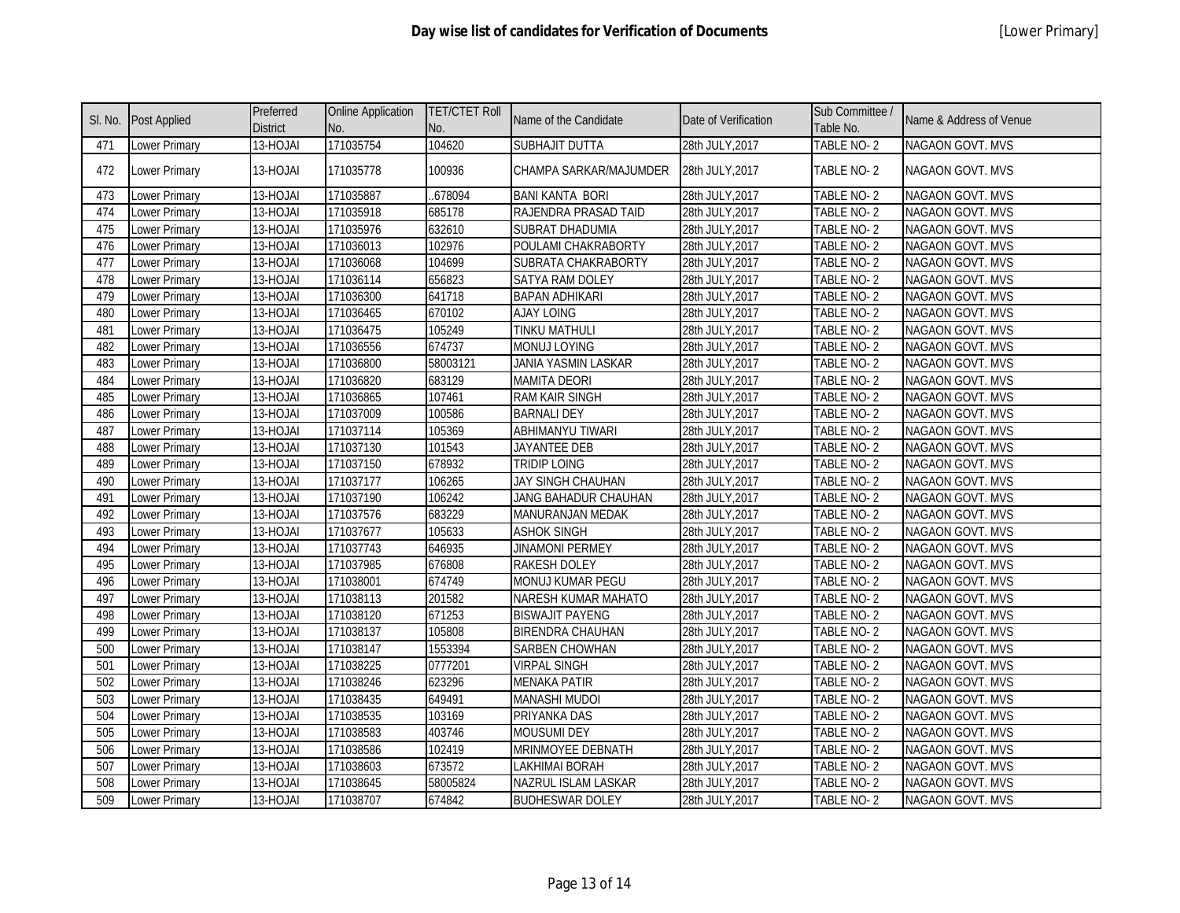# Day wise list of candidates for Verification of Documents

[Lower Primary]

| Sl. No. | Post Applied | Preferred District | Online Application No. | TET/CTET Roll No. | Name of the Candidate | Date of Verification | Sub Committee / Table No. | Name & Address of Venue |
|---|---|---|---|---|---|---|---|---|
| 471 | Lower Primary | 13-HOJAI | 171035754 | 104620 | SUBHAJIT DUTTA | 28th JULY,2017 | TABLE NO- 2 | NAGAON GOVT. MVS |
| 472 | Lower Primary | 13-HOJAI | 171035778 | 100936 | CHAMPA SARKAR/MAJUMDER | 28th JULY,2017 | TABLE NO- 2 | NAGAON GOVT. MVS |
| 473 | Lower Primary | 13-HOJAI | 171035887 | ..678094 | BANI KANTA BORI | 28th JULY,2017 | TABLE NO- 2 | NAGAON GOVT. MVS |
| 474 | Lower Primary | 13-HOJAI | 171035918 | 685178 | RAJENDRA PRASAD TAID | 28th JULY,2017 | TABLE NO- 2 | NAGAON GOVT. MVS |
| 475 | Lower Primary | 13-HOJAI | 171035976 | 632610 | SUBRAT DHADUMIA | 28th JULY,2017 | TABLE NO- 2 | NAGAON GOVT. MVS |
| 476 | Lower Primary | 13-HOJAI | 171036013 | 102976 | POULAMI CHAKRABORTY | 28th JULY,2017 | TABLE NO- 2 | NAGAON GOVT. MVS |
| 477 | Lower Primary | 13-HOJAI | 171036068 | 104699 | SUBRATA CHAKRABORTY | 28th JULY,2017 | TABLE NO- 2 | NAGAON GOVT. MVS |
| 478 | Lower Primary | 13-HOJAI | 171036114 | 656823 | SATYA RAM DOLEY | 28th JULY,2017 | TABLE NO- 2 | NAGAON GOVT. MVS |
| 479 | Lower Primary | 13-HOJAI | 171036300 | 641718 | BAPAN ADHIKARI | 28th JULY,2017 | TABLE NO- 2 | NAGAON GOVT. MVS |
| 480 | Lower Primary | 13-HOJAI | 171036465 | 670102 | AJAY LOING | 28th JULY,2017 | TABLE NO- 2 | NAGAON GOVT. MVS |
| 481 | Lower Primary | 13-HOJAI | 171036475 | 105249 | TINKU MATHULI | 28th JULY,2017 | TABLE NO- 2 | NAGAON GOVT. MVS |
| 482 | Lower Primary | 13-HOJAI | 171036556 | 674737 | MONUJ LOYING | 28th JULY,2017 | TABLE NO- 2 | NAGAON GOVT. MVS |
| 483 | Lower Primary | 13-HOJAI | 171036800 | 58003121 | JANIA YASMIN LASKAR | 28th JULY,2017 | TABLE NO- 2 | NAGAON GOVT. MVS |
| 484 | Lower Primary | 13-HOJAI | 171036820 | 683129 | MAMITA DEORI | 28th JULY,2017 | TABLE NO- 2 | NAGAON GOVT. MVS |
| 485 | Lower Primary | 13-HOJAI | 171036865 | 107461 | RAM KAIR SINGH | 28th JULY,2017 | TABLE NO- 2 | NAGAON GOVT. MVS |
| 486 | Lower Primary | 13-HOJAI | 171037009 | 100586 | BARNALI DEY | 28th JULY,2017 | TABLE NO- 2 | NAGAON GOVT. MVS |
| 487 | Lower Primary | 13-HOJAI | 171037114 | 105369 | ABHIMANYU TIWARI | 28th JULY,2017 | TABLE NO- 2 | NAGAON GOVT. MVS |
| 488 | Lower Primary | 13-HOJAI | 171037130 | 101543 | JAYANTEE DEB | 28th JULY,2017 | TABLE NO- 2 | NAGAON GOVT. MVS |
| 489 | Lower Primary | 13-HOJAI | 171037150 | 678932 | TRIDIP LOING | 28th JULY,2017 | TABLE NO- 2 | NAGAON GOVT. MVS |
| 490 | Lower Primary | 13-HOJAI | 171037177 | 106265 | JAY SINGH CHAUHAN | 28th JULY,2017 | TABLE NO- 2 | NAGAON GOVT. MVS |
| 491 | Lower Primary | 13-HOJAI | 171037190 | 106242 | JANG BAHADUR CHAUHAN | 28th JULY,2017 | TABLE NO- 2 | NAGAON GOVT. MVS |
| 492 | Lower Primary | 13-HOJAI | 171037576 | 683229 | MANURANJAN MEDAK | 28th JULY,2017 | TABLE NO- 2 | NAGAON GOVT. MVS |
| 493 | Lower Primary | 13-HOJAI | 171037677 | 105633 | ASHOK SINGH | 28th JULY,2017 | TABLE NO- 2 | NAGAON GOVT. MVS |
| 494 | Lower Primary | 13-HOJAI | 171037743 | 646935 | JINAMONI PERMEY | 28th JULY,2017 | TABLE NO- 2 | NAGAON GOVT. MVS |
| 495 | Lower Primary | 13-HOJAI | 171037985 | 676808 | RAKESH DOLEY | 28th JULY,2017 | TABLE NO- 2 | NAGAON GOVT. MVS |
| 496 | Lower Primary | 13-HOJAI | 171038001 | 674749 | MONUJ KUMAR PEGU | 28th JULY,2017 | TABLE NO- 2 | NAGAON GOVT. MVS |
| 497 | Lower Primary | 13-HOJAI | 171038113 | 201582 | NARESH KUMAR MAHATO | 28th JULY,2017 | TABLE NO- 2 | NAGAON GOVT. MVS |
| 498 | Lower Primary | 13-HOJAI | 171038120 | 671253 | BISWAJIT PAYENG | 28th JULY,2017 | TABLE NO- 2 | NAGAON GOVT. MVS |
| 499 | Lower Primary | 13-HOJAI | 171038137 | 105808 | BIRENDRA CHAUHAN | 28th JULY,2017 | TABLE NO- 2 | NAGAON GOVT. MVS |
| 500 | Lower Primary | 13-HOJAI | 171038147 | 1553394 | SARBEN CHOWHAN | 28th JULY,2017 | TABLE NO- 2 | NAGAON GOVT. MVS |
| 501 | Lower Primary | 13-HOJAI | 171038225 | 0777201 | VIRPAL SINGH | 28th JULY,2017 | TABLE NO- 2 | NAGAON GOVT. MVS |
| 502 | Lower Primary | 13-HOJAI | 171038246 | 623296 | MENAKA PATIR | 28th JULY,2017 | TABLE NO- 2 | NAGAON GOVT. MVS |
| 503 | Lower Primary | 13-HOJAI | 171038435 | 649491 | MANASHI MUDOI | 28th JULY,2017 | TABLE NO- 2 | NAGAON GOVT. MVS |
| 504 | Lower Primary | 13-HOJAI | 171038535 | 103169 | PRIYANKA DAS | 28th JULY,2017 | TABLE NO- 2 | NAGAON GOVT. MVS |
| 505 | Lower Primary | 13-HOJAI | 171038583 | 403746 | MOUSUMI DEY | 28th JULY,2017 | TABLE NO- 2 | NAGAON GOVT. MVS |
| 506 | Lower Primary | 13-HOJAI | 171038586 | 102419 | MRINMOYEE DEBNATH | 28th JULY,2017 | TABLE NO- 2 | NAGAON GOVT. MVS |
| 507 | Lower Primary | 13-HOJAI | 171038603 | 673572 | LAKHIMAI BORAH | 28th JULY,2017 | TABLE NO- 2 | NAGAON GOVT. MVS |
| 508 | Lower Primary | 13-HOJAI | 171038645 | 58005824 | NAZRUL ISLAM LASKAR | 28th JULY,2017 | TABLE NO- 2 | NAGAON GOVT. MVS |
| 509 | Lower Primary | 13-HOJAI | 171038707 | 674842 | BUDHESWAR DOLEY | 28th JULY,2017 | TABLE NO- 2 | NAGAON GOVT. MVS |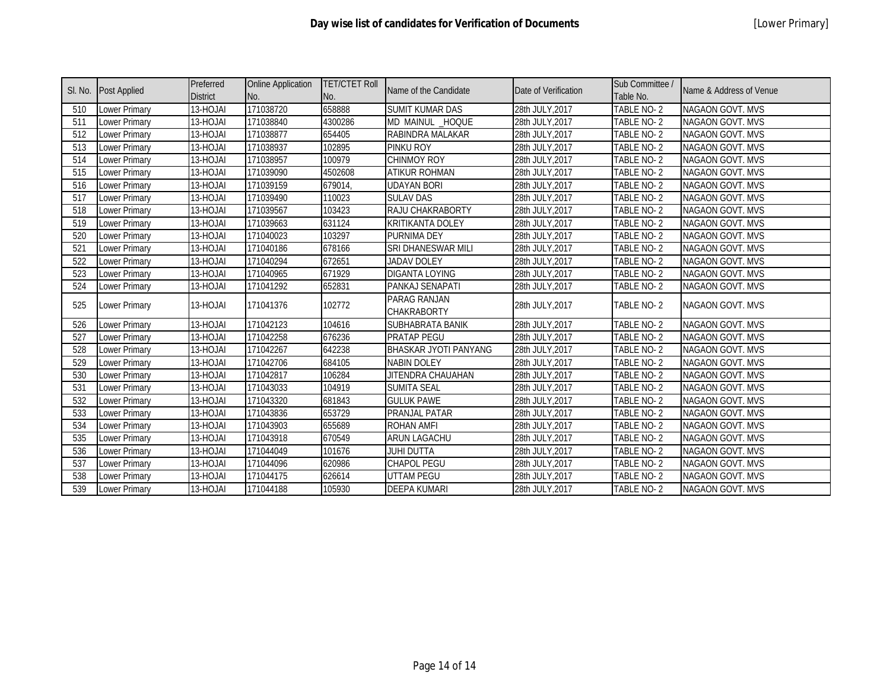# Day wise list of candidates for Verification of Documents

[Lower Primary]

| Sl. No. | Post Applied | Preferred District | Online Application No. | TET/CTET Roll No. | Name of the Candidate | Date of Verification | Sub Committee / Table No. | Name & Address of Venue |
|---|---|---|---|---|---|---|---|---|
| 510 | Lower Primary | 13-HOJAI | 171038720 | 658888 | SUMIT KUMAR DAS | 28th JULY,2017 | TABLE NO- 2 | NAGAON GOVT. MVS |
| 511 | Lower Primary | 13-HOJAI | 171038840 | 4300286 | MD MAINUL _HOQUE | 28th JULY,2017 | TABLE NO- 2 | NAGAON GOVT. MVS |
| 512 | Lower Primary | 13-HOJAI | 171038877 | 654405 | RABINDRA MALAKAR | 28th JULY,2017 | TABLE NO- 2 | NAGAON GOVT. MVS |
| 513 | Lower Primary | 13-HOJAI | 171038937 | 102895 | PINKU ROY | 28th JULY,2017 | TABLE NO- 2 | NAGAON GOVT. MVS |
| 514 | Lower Primary | 13-HOJAI | 171038957 | 100979 | CHINMOY ROY | 28th JULY,2017 | TABLE NO- 2 | NAGAON GOVT. MVS |
| 515 | Lower Primary | 13-HOJAI | 171039090 | 4502608 | ATIKUR ROHMAN | 28th JULY,2017 | TABLE NO- 2 | NAGAON GOVT. MVS |
| 516 | Lower Primary | 13-HOJAI | 171039159 | 679014, | UDAYAN BORI | 28th JULY,2017 | TABLE NO- 2 | NAGAON GOVT. MVS |
| 517 | Lower Primary | 13-HOJAI | 171039490 | 110023 | SULAV DAS | 28th JULY,2017 | TABLE NO- 2 | NAGAON GOVT. MVS |
| 518 | Lower Primary | 13-HOJAI | 171039567 | 103423 | RAJU CHAKRABORTY | 28th JULY,2017 | TABLE NO- 2 | NAGAON GOVT. MVS |
| 519 | Lower Primary | 13-HOJAI | 171039663 | 631124 | KRITIKANTA DOLEY | 28th JULY,2017 | TABLE NO- 2 | NAGAON GOVT. MVS |
| 520 | Lower Primary | 13-HOJAI | 171040023 | 103297 | PURNIMA DEY | 28th JULY,2017 | TABLE NO- 2 | NAGAON GOVT. MVS |
| 521 | Lower Primary | 13-HOJAI | 171040186 | 678166 | SRI DHANESWAR MILI | 28th JULY,2017 | TABLE NO- 2 | NAGAON GOVT. MVS |
| 522 | Lower Primary | 13-HOJAI | 171040294 | 672651 | JADAV DOLEY | 28th JULY,2017 | TABLE NO- 2 | NAGAON GOVT. MVS |
| 523 | Lower Primary | 13-HOJAI | 171040965 | 671929 | DIGANTA LOYING | 28th JULY,2017 | TABLE NO- 2 | NAGAON GOVT. MVS |
| 524 | Lower Primary | 13-HOJAI | 171041292 | 652831 | PANKAJ SENAPATI | 28th JULY,2017 | TABLE NO- 2 | NAGAON GOVT. MVS |
| 525 | Lower Primary | 13-HOJAI | 171041376 | 102772 | PARAG RANJAN CHAKRABORTY | 28th JULY,2017 | TABLE NO- 2 | NAGAON GOVT. MVS |
| 526 | Lower Primary | 13-HOJAI | 171042123 | 104616 | SUBHABRATA BANIK | 28th JULY,2017 | TABLE NO- 2 | NAGAON GOVT. MVS |
| 527 | Lower Primary | 13-HOJAI | 171042258 | 676236 | PRATAP PEGU | 28th JULY,2017 | TABLE NO- 2 | NAGAON GOVT. MVS |
| 528 | Lower Primary | 13-HOJAI | 171042267 | 642238 | BHASKAR JYOTI PANYANG | 28th JULY,2017 | TABLE NO- 2 | NAGAON GOVT. MVS |
| 529 | Lower Primary | 13-HOJAI | 171042706 | 684105 | NABIN DOLEY | 28th JULY,2017 | TABLE NO- 2 | NAGAON GOVT. MVS |
| 530 | Lower Primary | 13-HOJAI | 171042817 | 106284 | JITENDRA CHAUHAN | 28th JULY,2017 | TABLE NO- 2 | NAGAON GOVT. MVS |
| 531 | Lower Primary | 13-HOJAI | 171043033 | 104919 | SUMITA SEAL | 28th JULY,2017 | TABLE NO- 2 | NAGAON GOVT. MVS |
| 532 | Lower Primary | 13-HOJAI | 171043320 | 681843 | GULUK PAWE | 28th JULY,2017 | TABLE NO- 2 | NAGAON GOVT. MVS |
| 533 | Lower Primary | 13-HOJAI | 171043836 | 653729 | PRANJAL PATAR | 28th JULY,2017 | TABLE NO- 2 | NAGAON GOVT. MVS |
| 534 | Lower Primary | 13-HOJAI | 171043903 | 655689 | ROHAN AMFI | 28th JULY,2017 | TABLE NO- 2 | NAGAON GOVT. MVS |
| 535 | Lower Primary | 13-HOJAI | 171043918 | 670549 | ARUN LAGACHU | 28th JULY,2017 | TABLE NO- 2 | NAGAON GOVT. MVS |
| 536 | Lower Primary | 13-HOJAI | 171044049 | 101676 | JUHI DUTTA | 28th JULY,2017 | TABLE NO- 2 | NAGAON GOVT. MVS |
| 537 | Lower Primary | 13-HOJAI | 171044096 | 620986 | CHAPOL PEGU | 28th JULY,2017 | TABLE NO- 2 | NAGAON GOVT. MVS |
| 538 | Lower Primary | 13-HOJAI | 171044175 | 626614 | UTTAM PEGU | 28th JULY,2017 | TABLE NO- 2 | NAGAON GOVT. MVS |
| 539 | Lower Primary | 13-HOJAI | 171044188 | 105930 | DEEPA KUMARI | 28th JULY,2017 | TABLE NO- 2 | NAGAON GOVT. MVS |